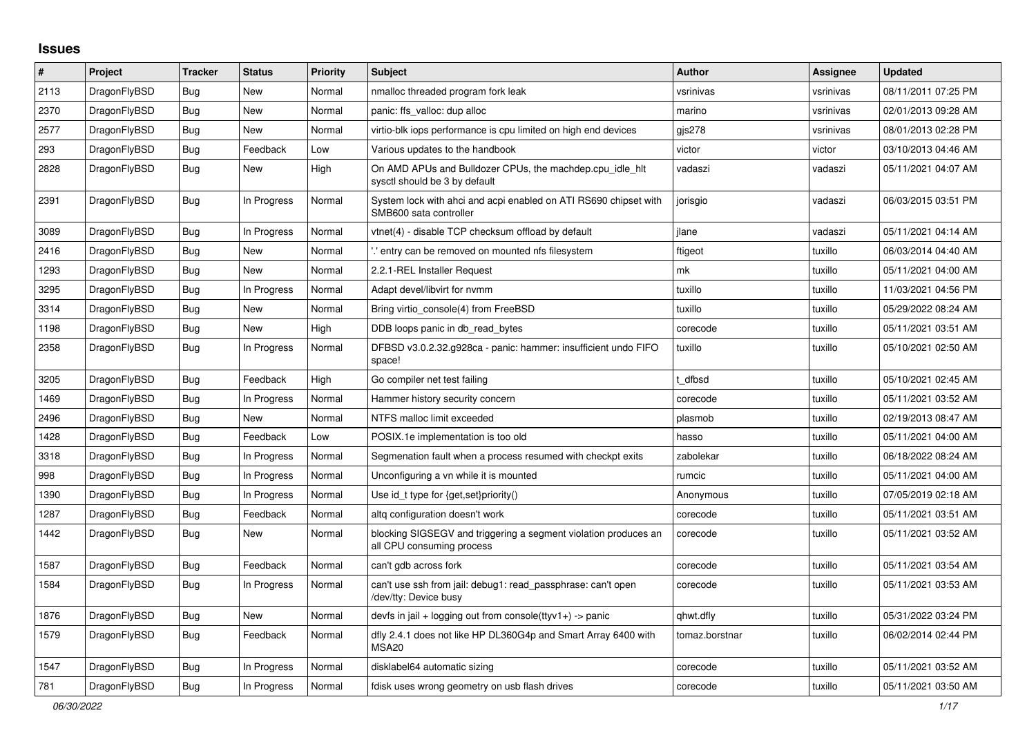## Issues

| # | Project | Tracker | Status | Priority | Subject | Author | Assignee | Updated |
|---|---|---|---|---|---|---|---|---|
| 2113 | DragonFlyBSD | Bug | New | Normal | nmalloc threaded program fork leak | vsrinivas | vsrinivas | 08/11/2011 07:25 PM |
| 2370 | DragonFlyBSD | Bug | New | Normal | panic: ffs_valloc: dup alloc | marino | vsrinivas | 02/01/2013 09:28 AM |
| 2577 | DragonFlyBSD | Bug | New | Normal | virtio-blk iops performance is cpu limited on high end devices | gjs278 | vsrinivas | 08/01/2013 02:28 PM |
| 293 | DragonFlyBSD | Bug | Feedback | Low | Various updates to the handbook | victor | victor | 03/10/2013 04:46 AM |
| 2828 | DragonFlyBSD | Bug | New | High | On AMD APUs and Bulldozer CPUs, the machdep.cpu_idle_hlt sysctl should be 3 by default | vadaszi | vadaszi | 05/11/2021 04:07 AM |
| 2391 | DragonFlyBSD | Bug | In Progress | Normal | System lock with ahci and acpi enabled on ATI RS690 chipset with SMB600 sata controller | jorisgio | vadaszi | 06/03/2015 03:51 PM |
| 3089 | DragonFlyBSD | Bug | In Progress | Normal | vtnet(4) - disable TCP checksum offload by default | jlane | vadaszi | 05/11/2021 04:14 AM |
| 2416 | DragonFlyBSD | Bug | New | Normal | '.' entry can be removed on mounted nfs filesystem | ftigeot | tuxillo | 06/03/2014 04:40 AM |
| 1293 | DragonFlyBSD | Bug | New | Normal | 2.2.1-REL Installer Request | mk | tuxillo | 05/11/2021 04:00 AM |
| 3295 | DragonFlyBSD | Bug | In Progress | Normal | Adapt devel/libvirt for nvmm | tuxillo | tuxillo | 11/03/2021 04:56 PM |
| 3314 | DragonFlyBSD | Bug | New | Normal | Bring virtio_console(4) from FreeBSD | tuxillo | tuxillo | 05/29/2022 08:24 AM |
| 1198 | DragonFlyBSD | Bug | New | High | DDB loops panic in db_read_bytes | corecode | tuxillo | 05/11/2021 03:51 AM |
| 2358 | DragonFlyBSD | Bug | In Progress | Normal | DFBSD v3.0.2.32.g928ca - panic: hammer: insufficient undo FIFO space! | tuxillo | tuxillo | 05/10/2021 02:50 AM |
| 3205 | DragonFlyBSD | Bug | Feedback | High | Go compiler net test failing | t_dfbsd | tuxillo | 05/10/2021 02:45 AM |
| 1469 | DragonFlyBSD | Bug | In Progress | Normal | Hammer history security concern | corecode | tuxillo | 05/11/2021 03:52 AM |
| 2496 | DragonFlyBSD | Bug | New | Normal | NTFS malloc limit exceeded | plasmob | tuxillo | 02/19/2013 08:47 AM |
| 1428 | DragonFlyBSD | Bug | Feedback | Low | POSIX.1e implementation is too old | hasso | tuxillo | 05/11/2021 04:00 AM |
| 3318 | DragonFlyBSD | Bug | In Progress | Normal | Segmenation fault when a process resumed with checkpt exits | zabolekar | tuxillo | 06/18/2022 08:24 AM |
| 998 | DragonFlyBSD | Bug | In Progress | Normal | Unconfiguring a vn while it is mounted | rumcic | tuxillo | 05/11/2021 04:00 AM |
| 1390 | DragonFlyBSD | Bug | In Progress | Normal | Use id_t type for {get,set}priority() | Anonymous | tuxillo | 07/05/2019 02:18 AM |
| 1287 | DragonFlyBSD | Bug | Feedback | Normal | altq configuration doesn't work | corecode | tuxillo | 05/11/2021 03:51 AM |
| 1442 | DragonFlyBSD | Bug | New | Normal | blocking SIGSEGV and triggering a segment violation produces an all CPU consuming process | corecode | tuxillo | 05/11/2021 03:52 AM |
| 1587 | DragonFlyBSD | Bug | Feedback | Normal | can't gdb across fork | corecode | tuxillo | 05/11/2021 03:54 AM |
| 1584 | DragonFlyBSD | Bug | In Progress | Normal | can't use ssh from jail: debug1: read_passphrase: can't open /dev/tty: Device busy | corecode | tuxillo | 05/11/2021 03:53 AM |
| 1876 | DragonFlyBSD | Bug | New | Normal | devfs in jail + logging out from console(ttyv1+) -> panic | qhwt.dfly | tuxillo | 05/31/2022 03:24 PM |
| 1579 | DragonFlyBSD | Bug | Feedback | Normal | dfly 2.4.1 does not like HP DL360G4p and Smart Array 6400 with MSA20 | tomaz.borstnar | tuxillo | 06/02/2014 02:44 PM |
| 1547 | DragonFlyBSD | Bug | In Progress | Normal | disklabel64 automatic sizing | corecode | tuxillo | 05/11/2021 03:52 AM |
| 781 | DragonFlyBSD | Bug | In Progress | Normal | fdisk uses wrong geometry on usb flash drives | corecode | tuxillo | 05/11/2021 03:50 AM |

*06/30/2022*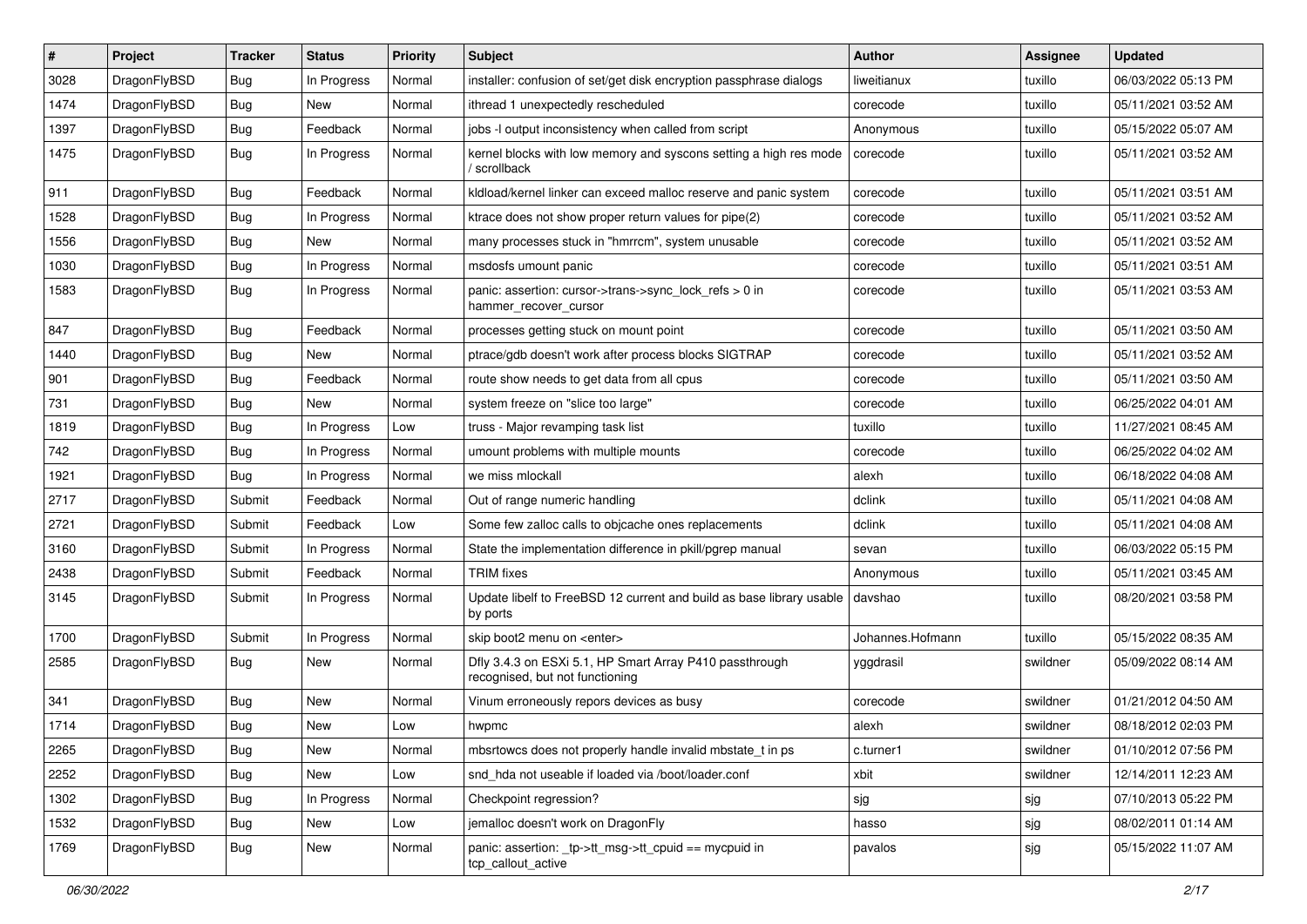| # | Project | Tracker | Status | Priority | Subject | Author | Assignee | Updated |
|---|---|---|---|---|---|---|---|---|
| 3028 | DragonFlyBSD | Bug | In Progress | Normal | installer: confusion of set/get disk encryption passphrase dialogs | liweitianux | tuxillo | 06/03/2022 05:13 PM |
| 1474 | DragonFlyBSD | Bug | New | Normal | ithread 1 unexpectedly rescheduled | corecode | tuxillo | 05/11/2021 03:52 AM |
| 1397 | DragonFlyBSD | Bug | Feedback | Normal | jobs -l output inconsistency when called from script | Anonymous | tuxillo | 05/15/2022 05:07 AM |
| 1475 | DragonFlyBSD | Bug | In Progress | Normal | kernel blocks with low memory and syscons setting a high res mode / scrollback | corecode | tuxillo | 05/11/2021 03:52 AM |
| 911 | DragonFlyBSD | Bug | Feedback | Normal | kldload/kernel linker can exceed malloc reserve and panic system | corecode | tuxillo | 05/11/2021 03:51 AM |
| 1528 | DragonFlyBSD | Bug | In Progress | Normal | ktrace does not show proper return values for pipe(2) | corecode | tuxillo | 05/11/2021 03:52 AM |
| 1556 | DragonFlyBSD | Bug | New | Normal | many processes stuck in "hmrrcm", system unusable | corecode | tuxillo | 05/11/2021 03:52 AM |
| 1030 | DragonFlyBSD | Bug | In Progress | Normal | msdosfs umount panic | corecode | tuxillo | 05/11/2021 03:51 AM |
| 1583 | DragonFlyBSD | Bug | In Progress | Normal | panic: assertion: cursor->trans->sync_lock_refs > 0 in hammer_recover_cursor | corecode | tuxillo | 05/11/2021 03:53 AM |
| 847 | DragonFlyBSD | Bug | Feedback | Normal | processes getting stuck on mount point | corecode | tuxillo | 05/11/2021 03:50 AM |
| 1440 | DragonFlyBSD | Bug | New | Normal | ptrace/gdb doesn't work after process blocks SIGTRAP | corecode | tuxillo | 05/11/2021 03:52 AM |
| 901 | DragonFlyBSD | Bug | Feedback | Normal | route show needs to get data from all cpus | corecode | tuxillo | 05/11/2021 03:50 AM |
| 731 | DragonFlyBSD | Bug | New | Normal | system freeze on "slice too large" | corecode | tuxillo | 06/25/2022 04:01 AM |
| 1819 | DragonFlyBSD | Bug | In Progress | Low | truss - Major revamping task list | tuxillo | tuxillo | 11/27/2021 08:45 AM |
| 742 | DragonFlyBSD | Bug | In Progress | Normal | umount problems with multiple mounts | corecode | tuxillo | 06/25/2022 04:02 AM |
| 1921 | DragonFlyBSD | Bug | In Progress | Normal | we miss mlockall | alexh | tuxillo | 06/18/2022 04:08 AM |
| 2717 | DragonFlyBSD | Submit | Feedback | Normal | Out of range numeric handling | dclink | tuxillo | 05/11/2021 04:08 AM |
| 2721 | DragonFlyBSD | Submit | Feedback | Low | Some few zalloc calls to objcache ones replacements | dclink | tuxillo | 05/11/2021 04:08 AM |
| 3160 | DragonFlyBSD | Submit | In Progress | Normal | State the implementation difference in pkill/pgrep manual | sevan | tuxillo | 06/03/2022 05:15 PM |
| 2438 | DragonFlyBSD | Submit | Feedback | Normal | TRIM fixes | Anonymous | tuxillo | 05/11/2021 03:45 AM |
| 3145 | DragonFlyBSD | Submit | In Progress | Normal | Update libelf to FreeBSD 12 current and build as base library usable by ports | davshao | tuxillo | 08/20/2021 03:58 PM |
| 1700 | DragonFlyBSD | Submit | In Progress | Normal | skip boot2 menu on <enter> | Johannes.Hofmann | tuxillo | 05/15/2022 08:35 AM |
| 2585 | DragonFlyBSD | Bug | New | Normal | Dfly 3.4.3 on ESXi 5.1, HP Smart Array P410 passthrough recognised, but not functioning | yggdrasil | swildner | 05/09/2022 08:14 AM |
| 341 | DragonFlyBSD | Bug | New | Normal | Vinum erroneously repors devices as busy | corecode | swildner | 01/21/2012 04:50 AM |
| 1714 | DragonFlyBSD | Bug | New | Low | hwpmc | alexh | swildner | 08/18/2012 02:03 PM |
| 2265 | DragonFlyBSD | Bug | New | Normal | mbsrtowcs does not properly handle invalid mbstate_t in ps | c.turner1 | swildner | 01/10/2012 07:56 PM |
| 2252 | DragonFlyBSD | Bug | New | Low | snd_hda not useable if loaded via /boot/loader.conf | xbit | swildner | 12/14/2011 12:23 AM |
| 1302 | DragonFlyBSD | Bug | In Progress | Normal | Checkpoint regression? | sjg | sjg | 07/10/2013 05:22 PM |
| 1532 | DragonFlyBSD | Bug | New | Low | jemalloc doesn't work on DragonFly | hasso | sjg | 08/02/2011 01:14 AM |
| 1769 | DragonFlyBSD | Bug | New | Normal | panic: assertion: _tp->tt_msg->tt_cpuid == mycpuid in tcp_callout_active | pavalos | sjg | 05/15/2022 11:07 AM |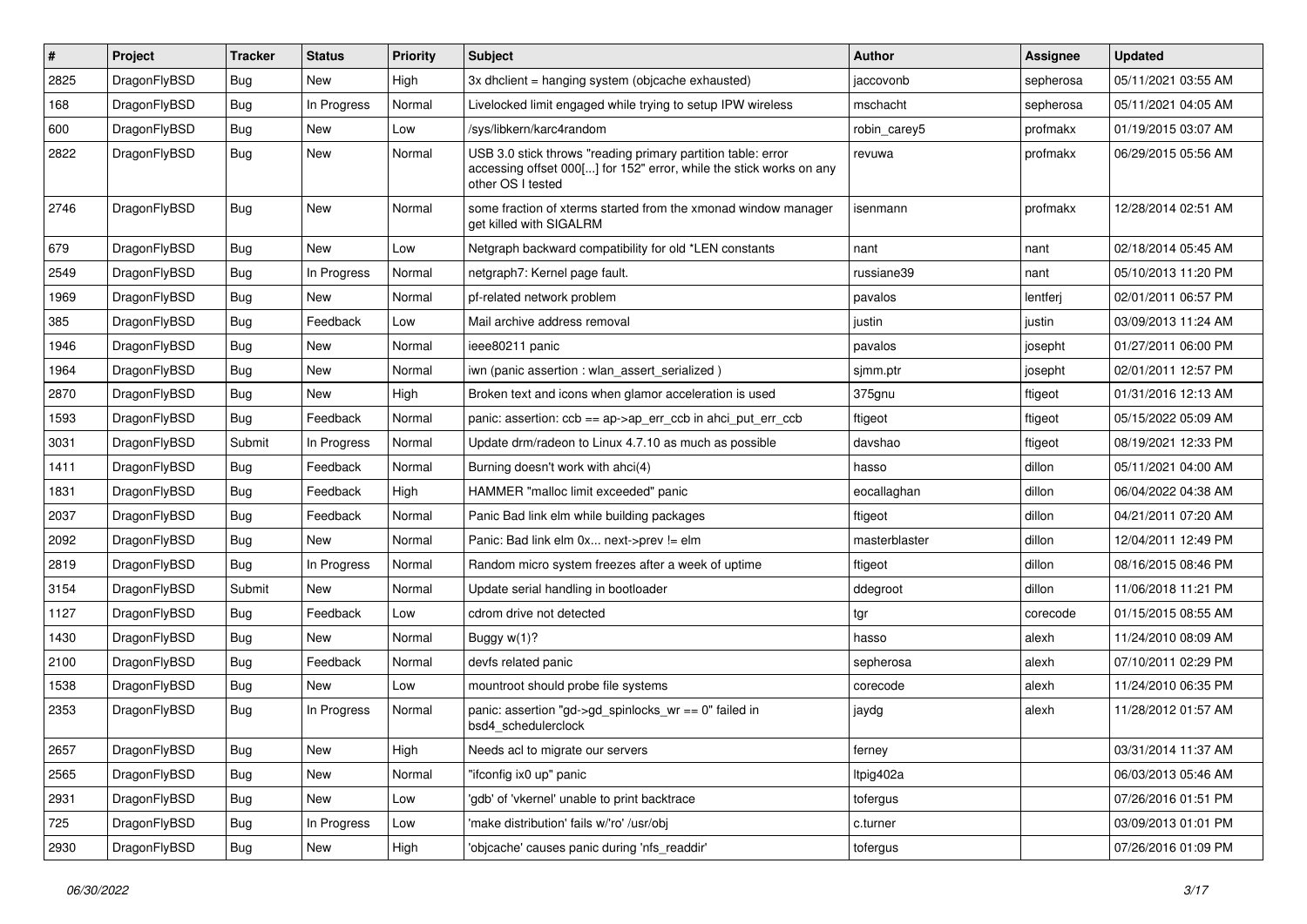| # | Project | Tracker | Status | Priority | Subject | Author | Assignee | Updated |
|---|---|---|---|---|---|---|---|---|
| 2825 | DragonFlyBSD | Bug | New | High | 3x dhclient = hanging system (objcache exhausted) | jaccovonb | sepherosa | 05/11/2021 03:55 AM |
| 168 | DragonFlyBSD | Bug | In Progress | Normal | Livelocked limit engaged while trying to setup IPW wireless | mschacht | sepherosa | 05/11/2021 04:05 AM |
| 600 | DragonFlyBSD | Bug | New | Low | /sys/libkern/karc4random | robin_carey5 | profmakx | 01/19/2015 03:07 AM |
| 2822 | DragonFlyBSD | Bug | New | Normal | USB 3.0 stick throws "reading primary partition table: error accessing offset 000[...] for 152" error, while the stick works on any other OS I tested | revuwa | profmakx | 06/29/2015 05:56 AM |
| 2746 | DragonFlyBSD | Bug | New | Normal | some fraction of xterms started from the xmonad window manager get killed with SIGALRM | isenmann | profmakx | 12/28/2014 02:51 AM |
| 679 | DragonFlyBSD | Bug | New | Low | Netgraph backward compatibility for old *LEN constants | nant | nant | 02/18/2014 05:45 AM |
| 2549 | DragonFlyBSD | Bug | In Progress | Normal | netgraph7: Kernel page fault. | russiane39 | nant | 05/10/2013 11:20 PM |
| 1969 | DragonFlyBSD | Bug | New | Normal | pf-related network problem | pavalos | lentferj | 02/01/2011 06:57 PM |
| 385 | DragonFlyBSD | Bug | Feedback | Low | Mail archive address removal | justin | justin | 03/09/2013 11:24 AM |
| 1946 | DragonFlyBSD | Bug | New | Normal | ieee80211 panic | pavalos | josepht | 01/27/2011 06:00 PM |
| 1964 | DragonFlyBSD | Bug | New | Normal | iwn (panic assertion : wlan_assert_serialized ) | sjmm.ptr | josepht | 02/01/2011 12:57 PM |
| 2870 | DragonFlyBSD | Bug | New | High | Broken text and icons when glamor acceleration is used | 375gnu | ftigeot | 01/31/2016 12:13 AM |
| 1593 | DragonFlyBSD | Bug | Feedback | Normal | panic: assertion: ccb == ap->ap_err_ccb in ahci_put_err_ccb | ftigeot | ftigeot | 05/15/2022 05:09 AM |
| 3031 | DragonFlyBSD | Submit | In Progress | Normal | Update drm/radeon to Linux 4.7.10 as much as possible | davshao | ftigeot | 08/19/2021 12:33 PM |
| 1411 | DragonFlyBSD | Bug | Feedback | Normal | Burning doesn't work with ahci(4) | hasso | dillon | 05/11/2021 04:00 AM |
| 1831 | DragonFlyBSD | Bug | Feedback | High | HAMMER "malloc limit exceeded" panic | eocallaghan | dillon | 06/04/2022 04:38 AM |
| 2037 | DragonFlyBSD | Bug | Feedback | Normal | Panic Bad link elm while building packages | ftigeot | dillon | 04/21/2011 07:20 AM |
| 2092 | DragonFlyBSD | Bug | New | Normal | Panic: Bad link elm 0x... next->prev != elm | masterblaster | dillon | 12/04/2011 12:49 PM |
| 2819 | DragonFlyBSD | Bug | In Progress | Normal | Random micro system freezes after a week of uptime | ftigeot | dillon | 08/16/2015 08:46 PM |
| 3154 | DragonFlyBSD | Submit | New | Normal | Update serial handling in bootloader | ddegroot | dillon | 11/06/2018 11:21 PM |
| 1127 | DragonFlyBSD | Bug | Feedback | Low | cdrom drive not detected | tgr | corecode | 01/15/2015 08:55 AM |
| 1430 | DragonFlyBSD | Bug | New | Normal | Buggy w(1)? | hasso | alexh | 11/24/2010 08:09 AM |
| 2100 | DragonFlyBSD | Bug | Feedback | Normal | devfs related panic | sepherosa | alexh | 07/10/2011 02:29 PM |
| 1538 | DragonFlyBSD | Bug | New | Low | mountroot should probe file systems | corecode | alexh | 11/24/2010 06:35 PM |
| 2353 | DragonFlyBSD | Bug | In Progress | Normal | panic: assertion "gd->gd_spinlocks_wr == 0" failed in bsd4_schedulerclock | jaydg | alexh | 11/28/2012 01:57 AM |
| 2657 | DragonFlyBSD | Bug | New | High | Needs acl to migrate our servers | ferney | | 03/31/2014 11:37 AM |
| 2565 | DragonFlyBSD | Bug | New | Normal | "ifconfig ix0 up" panic | ltpig402a | | 06/03/2013 05:46 AM |
| 2931 | DragonFlyBSD | Bug | New | Low | 'gdb' of 'vkernel' unable to print backtrace | tofergus | | 07/26/2016 01:51 PM |
| 725 | DragonFlyBSD | Bug | In Progress | Low | 'make distribution' fails w/'ro' /usr/obj | c.turner | | 03/09/2013 01:01 PM |
| 2930 | DragonFlyBSD | Bug | New | High | 'objcache' causes panic during 'nfs_readdir' | tofergus | | 07/26/2016 01:09 PM |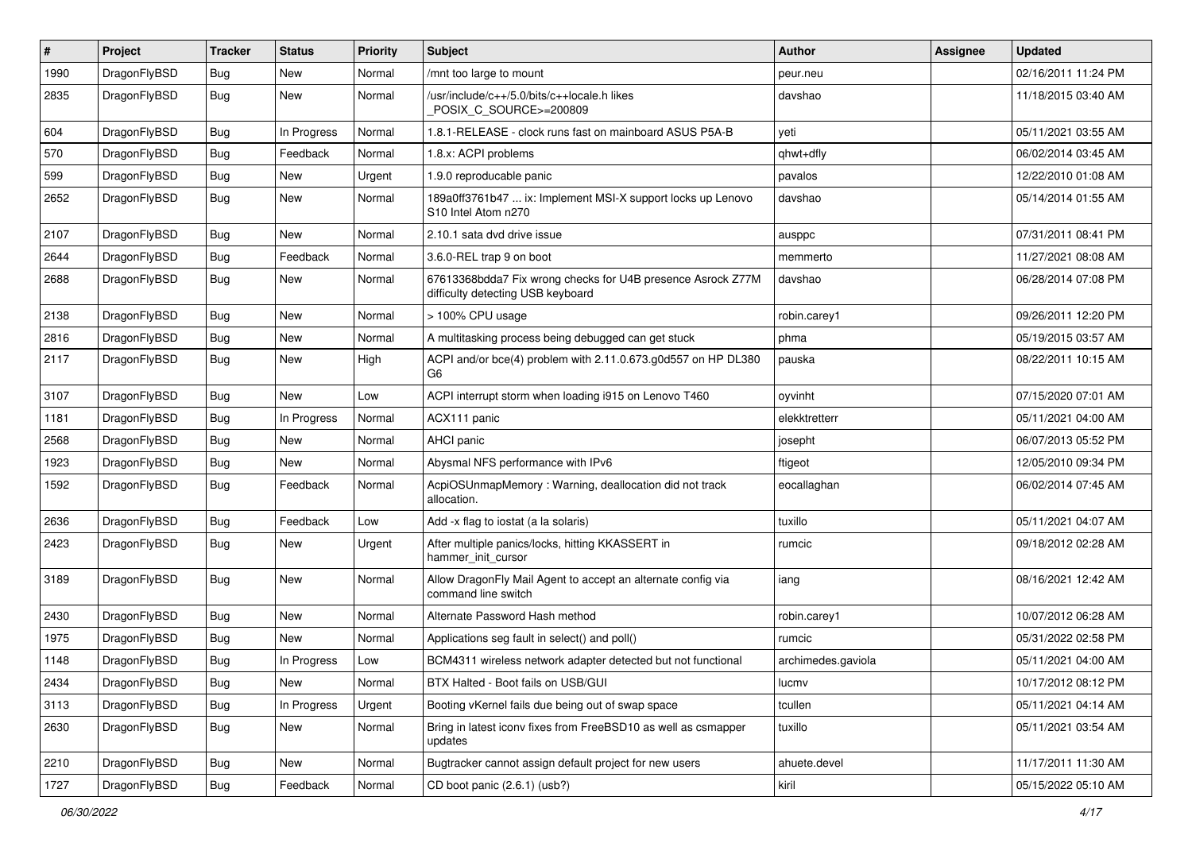| # | Project | Tracker | Status | Priority | Subject | Author | Assignee | Updated |
|---|---|---|---|---|---|---|---|---|
| 1990 | DragonFlyBSD | Bug | New | Normal | /mnt too large to mount | peur.neu | | 02/16/2011 11:24 PM |
| 2835 | DragonFlyBSD | Bug | New | Normal | /usr/include/c++/5.0/bits/c++locale.h likes _POSIX_C_SOURCE>=200809 | davshao | | 11/18/2015 03:40 AM |
| 604 | DragonFlyBSD | Bug | In Progress | Normal | 1.8.1-RELEASE - clock runs fast on mainboard ASUS P5A-B | yeti | | 05/11/2021 03:55 AM |
| 570 | DragonFlyBSD | Bug | Feedback | Normal | 1.8.x: ACPI problems | qhwt+dfly | | 06/02/2014 03:45 AM |
| 599 | DragonFlyBSD | Bug | New | Urgent | 1.9.0 reproducable panic | pavalos | | 12/22/2010 01:08 AM |
| 2652 | DragonFlyBSD | Bug | New | Normal | 189a0ff3761b47 ... ix: Implement MSI-X support locks up Lenovo S10 Intel Atom n270 | davshao | | 05/14/2014 01:55 AM |
| 2107 | DragonFlyBSD | Bug | New | Normal | 2.10.1 sata dvd drive issue | ausppc | | 07/31/2011 08:41 PM |
| 2644 | DragonFlyBSD | Bug | Feedback | Normal | 3.6.0-REL trap 9 on boot | memmerto | | 11/27/2021 08:08 AM |
| 2688 | DragonFlyBSD | Bug | New | Normal | 67613368bdda7 Fix wrong checks for U4B presence Asrock Z77M difficulty detecting USB keyboard | davshao | | 06/28/2014 07:08 PM |
| 2138 | DragonFlyBSD | Bug | New | Normal | > 100% CPU usage | robin.carey1 | | 09/26/2011 12:20 PM |
| 2816 | DragonFlyBSD | Bug | New | Normal | A multitasking process being debugged can get stuck | phma | | 05/19/2015 03:57 AM |
| 2117 | DragonFlyBSD | Bug | New | High | ACPI and/or bce(4) problem with 2.11.0.673.g0d557 on HP DL380 G6 | pauska | | 08/22/2011 10:15 AM |
| 3107 | DragonFlyBSD | Bug | New | Low | ACPI interrupt storm when loading i915 on Lenovo T460 | oyvinht | | 07/15/2020 07:01 AM |
| 1181 | DragonFlyBSD | Bug | In Progress | Normal | ACX111 panic | elekktretterr | | 05/11/2021 04:00 AM |
| 2568 | DragonFlyBSD | Bug | New | Normal | AHCI panic | josepht | | 06/07/2013 05:52 PM |
| 1923 | DragonFlyBSD | Bug | New | Normal | Abysmal NFS performance with IPv6 | ftigeot | | 12/05/2010 09:34 PM |
| 1592 | DragonFlyBSD | Bug | Feedback | Normal | AcpiOSUnmapMemory : Warning, deallocation did not track allocation. | eocallaghan | | 06/02/2014 07:45 AM |
| 2636 | DragonFlyBSD | Bug | Feedback | Low | Add -x flag to iostat (a la solaris) | tuxillo | | 05/11/2021 04:07 AM |
| 2423 | DragonFlyBSD | Bug | New | Urgent | After multiple panics/locks, hitting KKASSERT in hammer_init_cursor | rumcic | | 09/18/2012 02:28 AM |
| 3189 | DragonFlyBSD | Bug | New | Normal | Allow DragonFly Mail Agent to accept an alternate config via command line switch | iang | | 08/16/2021 12:42 AM |
| 2430 | DragonFlyBSD | Bug | New | Normal | Alternate Password Hash method | robin.carey1 | | 10/07/2012 06:28 AM |
| 1975 | DragonFlyBSD | Bug | New | Normal | Applications seg fault in select() and poll() | rumcic | | 05/31/2022 02:58 PM |
| 1148 | DragonFlyBSD | Bug | In Progress | Low | BCM4311 wireless network adapter detected but not functional | archimedes.gaviola | | 05/11/2021 04:00 AM |
| 2434 | DragonFlyBSD | Bug | New | Normal | BTX Halted - Boot fails on USB/GUI | lucmv | | 10/17/2012 08:12 PM |
| 3113 | DragonFlyBSD | Bug | In Progress | Urgent | Booting vKernel fails due being out of swap space | tcullen | | 05/11/2021 04:14 AM |
| 2630 | DragonFlyBSD | Bug | New | Normal | Bring in latest iconv fixes from FreeBSD10 as well as csmapper updates | tuxillo | | 05/11/2021 03:54 AM |
| 2210 | DragonFlyBSD | Bug | New | Normal | Bugtracker cannot assign default project for new users | ahuete.devel | | 11/17/2011 11:30 AM |
| 1727 | DragonFlyBSD | Bug | Feedback | Normal | CD boot panic (2.6.1) (usb?) | kiril | | 05/15/2022 05:10 AM |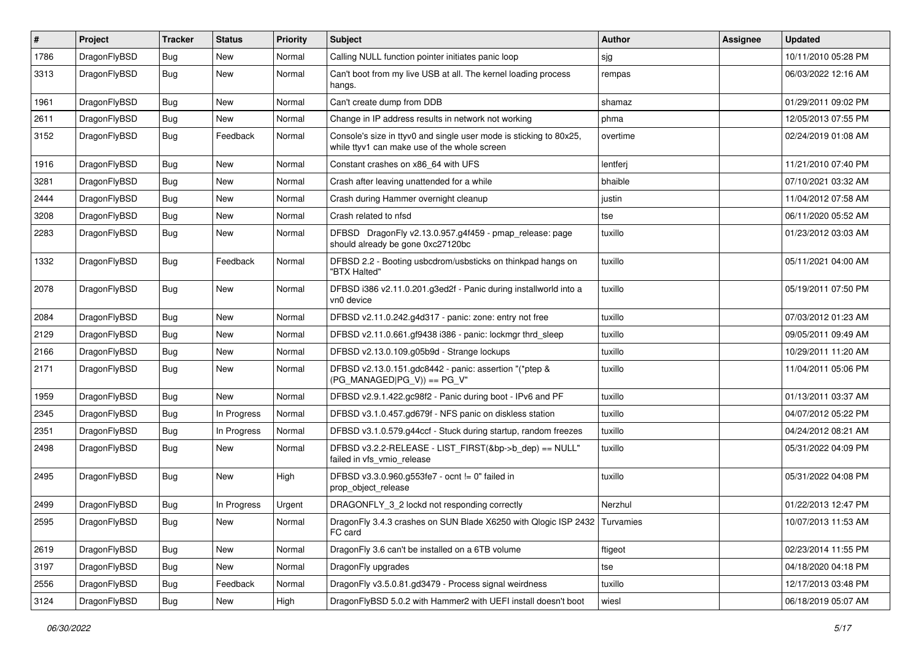| # | Project | Tracker | Status | Priority | Subject | Author | Assignee | Updated |
|---|---|---|---|---|---|---|---|---|
| 1786 | DragonFlyBSD | Bug | New | Normal | Calling NULL function pointer initiates panic loop | sjg | | 10/11/2010 05:28 PM |
| 3313 | DragonFlyBSD | Bug | New | Normal | Can't boot from my live USB at all. The kernel loading process hangs. | rempas | | 06/03/2022 12:16 AM |
| 1961 | DragonFlyBSD | Bug | New | Normal | Can't create dump from DDB | shamaz | | 01/29/2011 09:02 PM |
| 2611 | DragonFlyBSD | Bug | New | Normal | Change in IP address results in network not working | phma | | 12/05/2013 07:55 PM |
| 3152 | DragonFlyBSD | Bug | Feedback | Normal | Console's size in ttyv0 and single user mode is sticking to 80x25, while ttyv1 can make use of the whole screen | overtime | | 02/24/2019 01:08 AM |
| 1916 | DragonFlyBSD | Bug | New | Normal | Constant crashes on x86_64 with UFS | lentferj | | 11/21/2010 07:40 PM |
| 3281 | DragonFlyBSD | Bug | New | Normal | Crash after leaving unattended for a while | bhaible | | 07/10/2021 03:32 AM |
| 2444 | DragonFlyBSD | Bug | New | Normal | Crash during Hammer overnight cleanup | justin | | 11/04/2012 07:58 AM |
| 3208 | DragonFlyBSD | Bug | New | Normal | Crash related to nfsd | tse | | 06/11/2020 05:52 AM |
| 2283 | DragonFlyBSD | Bug | New | Normal | DFBSD DragonFly v2.13.0.957.g4f459 - pmap_release: page should already be gone 0xc27120bc | tuxillo | | 01/23/2012 03:03 AM |
| 1332 | DragonFlyBSD | Bug | Feedback | Normal | DFBSD 2.2 - Booting usbcdrom/usbsticks on thinkpad hangs on "BTX Halted" | tuxillo | | 05/11/2021 04:00 AM |
| 2078 | DragonFlyBSD | Bug | New | Normal | DFBSD i386 v2.11.0.201.g3ed2f - Panic during installworld into a vn0 device | tuxillo | | 05/19/2011 07:50 PM |
| 2084 | DragonFlyBSD | Bug | New | Normal | DFBSD v2.11.0.242.g4d317 - panic: zone: entry not free | tuxillo | | 07/03/2012 01:23 AM |
| 2129 | DragonFlyBSD | Bug | New | Normal | DFBSD v2.11.0.661.gf9438 i386 - panic: lockmgr thrd_sleep | tuxillo | | 09/05/2011 09:49 AM |
| 2166 | DragonFlyBSD | Bug | New | Normal | DFBSD v2.13.0.109.g05b9d - Strange lockups | tuxillo | | 10/29/2011 11:20 AM |
| 2171 | DragonFlyBSD | Bug | New | Normal | DFBSD v2.13.0.151.gdc8442 - panic: assertion "(*ptep & (PG_MANAGED\|PG_V)) == PG_V" | tuxillo | | 11/04/2011 05:06 PM |
| 1959 | DragonFlyBSD | Bug | New | Normal | DFBSD v2.9.1.422.gc98f2 - Panic during boot - IPv6 and PF | tuxillo | | 01/13/2011 03:37 AM |
| 2345 | DragonFlyBSD | Bug | In Progress | Normal | DFBSD v3.1.0.457.gd679f - NFS panic on diskless station | tuxillo | | 04/07/2012 05:22 PM |
| 2351 | DragonFlyBSD | Bug | In Progress | Normal | DFBSD v3.1.0.579.g44ccf - Stuck during startup, random freezes | tuxillo | | 04/24/2012 08:21 AM |
| 2498 | DragonFlyBSD | Bug | New | Normal | DFBSD v3.2.2-RELEASE - LIST_FIRST(&bp->b_dep) == NULL" failed in vfs_vmio_release | tuxillo | | 05/31/2022 04:09 PM |
| 2495 | DragonFlyBSD | Bug | New | High | DFBSD v3.3.0.960.g553fe7 - ocnt != 0" failed in prop_object_release | tuxillo | | 05/31/2022 04:08 PM |
| 2499 | DragonFlyBSD | Bug | In Progress | Urgent | DRAGONFLY_3_2 lockd not responding correctly | Nerzhul | | 01/22/2013 12:47 PM |
| 2595 | DragonFlyBSD | Bug | New | Normal | DragonFly 3.4.3 crashes on SUN Blade X6250 with Qlogic ISP 2432 FC card | Turvamies | | 10/07/2013 11:53 AM |
| 2619 | DragonFlyBSD | Bug | New | Normal | DragonFly 3.6 can't be installed on a 6TB volume | ftigeot | | 02/23/2014 11:55 PM |
| 3197 | DragonFlyBSD | Bug | New | Normal | DragonFly upgrades | tse | | 04/18/2020 04:18 PM |
| 2556 | DragonFlyBSD | Bug | Feedback | Normal | DragonFly v3.5.0.81.gd3479 - Process signal weirdness | tuxillo | | 12/17/2013 03:48 PM |
| 3124 | DragonFlyBSD | Bug | New | High | DragonFlyBSD 5.0.2 with Hammer2 with UEFI install doesn't boot | wiesl | | 06/18/2019 05:07 AM |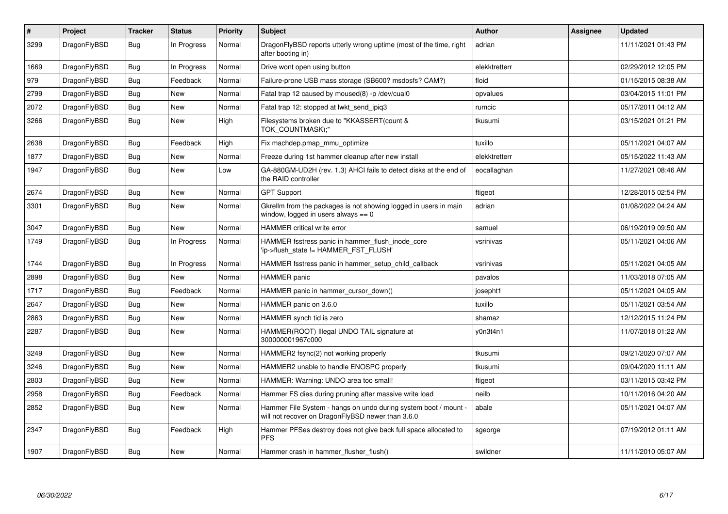| # | Project | Tracker | Status | Priority | Subject | Author | Assignee | Updated |
|---|---|---|---|---|---|---|---|---|
| 3299 | DragonFlyBSD | Bug | In Progress | Normal | DragonFlyBSD reports utterly wrong uptime (most of the time, right after booting in) | adrian | | 11/11/2021 01:43 PM |
| 1669 | DragonFlyBSD | Bug | In Progress | Normal | Drive wont open using button | elekktretterr | | 02/29/2012 12:05 PM |
| 979 | DragonFlyBSD | Bug | Feedback | Normal | Failure-prone USB mass storage (SB600? msdosfs? CAM?) | floid | | 01/15/2015 08:38 AM |
| 2799 | DragonFlyBSD | Bug | New | Normal | Fatal trap 12 caused by moused(8) -p /dev/cual0 | opvalues | | 03/04/2015 11:01 PM |
| 2072 | DragonFlyBSD | Bug | New | Normal | Fatal trap 12: stopped at lwkt_send_ipiq3 | rumcic | | 05/17/2011 04:12 AM |
| 3266 | DragonFlyBSD | Bug | New | High | Filesystems broken due to "KKASSERT(count & TOK_COUNTMASK);" | tkusumi | | 03/15/2021 01:21 PM |
| 2638 | DragonFlyBSD | Bug | Feedback | High | Fix machdep.pmap_mmu_optimize | tuxillo | | 05/11/2021 04:07 AM |
| 1877 | DragonFlyBSD | Bug | New | Normal | Freeze during 1st hammer cleanup after new install | elekktretterr | | 05/15/2022 11:43 AM |
| 1947 | DragonFlyBSD | Bug | New | Low | GA-880GM-UD2H (rev. 1.3) AHCI fails to detect disks at the end of the RAID controller | eocallaghan | | 11/27/2021 08:46 AM |
| 2674 | DragonFlyBSD | Bug | New | Normal | GPT Support | ftigeot | | 12/28/2015 02:54 PM |
| 3301 | DragonFlyBSD | Bug | New | Normal | Gkrellm from the packages is not showing logged in users in main window, logged in users always == 0 | adrian | | 01/08/2022 04:24 AM |
| 3047 | DragonFlyBSD | Bug | New | Normal | HAMMER critical write error | samuel | | 06/19/2019 09:50 AM |
| 1749 | DragonFlyBSD | Bug | In Progress | Normal | HAMMER fsstress panic in hammer_flush_inode_core 'ip->flush_state != HAMMER_FST_FLUSH' | vsrinivas | | 05/11/2021 04:06 AM |
| 1744 | DragonFlyBSD | Bug | In Progress | Normal | HAMMER fsstress panic in hammer_setup_child_callback | vsrinivas | | 05/11/2021 04:05 AM |
| 2898 | DragonFlyBSD | Bug | New | Normal | HAMMER panic | pavalos | | 11/03/2018 07:05 AM |
| 1717 | DragonFlyBSD | Bug | Feedback | Normal | HAMMER panic in hammer_cursor_down() | josepht1 | | 05/11/2021 04:05 AM |
| 2647 | DragonFlyBSD | Bug | New | Normal | HAMMER panic on 3.6.0 | tuxillo | | 05/11/2021 03:54 AM |
| 2863 | DragonFlyBSD | Bug | New | Normal | HAMMER synch tid is zero | shamaz | | 12/12/2015 11:24 PM |
| 2287 | DragonFlyBSD | Bug | New | Normal | HAMMER(ROOT) Illegal UNDO TAIL signature at 300000001967c000 | y0n3t4n1 | | 11/07/2018 01:22 AM |
| 3249 | DragonFlyBSD | Bug | New | Normal | HAMMER2 fsync(2) not working properly | tkusumi | | 09/21/2020 07:07 AM |
| 3246 | DragonFlyBSD | Bug | New | Normal | HAMMER2 unable to handle ENOSPC properly | tkusumi | | 09/04/2020 11:11 AM |
| 2803 | DragonFlyBSD | Bug | New | Normal | HAMMER: Warning: UNDO area too small! | ftigeot | | 03/11/2015 03:42 PM |
| 2958 | DragonFlyBSD | Bug | Feedback | Normal | Hammer FS dies during pruning after massive write load | neilb | | 10/11/2016 04:20 AM |
| 2852 | DragonFlyBSD | Bug | New | Normal | Hammer File System - hangs on undo during system boot / mount - will not recover on DragonFlyBSD newer than 3.6.0 | abale | | 05/11/2021 04:07 AM |
| 2347 | DragonFlyBSD | Bug | Feedback | High | Hammer PFSes destroy does not give back full space allocated to PFS | sgeorge | | 07/19/2012 01:11 AM |
| 1907 | DragonFlyBSD | Bug | New | Normal | Hammer crash in hammer_flusher_flush() | swildner | | 11/11/2010 05:07 AM |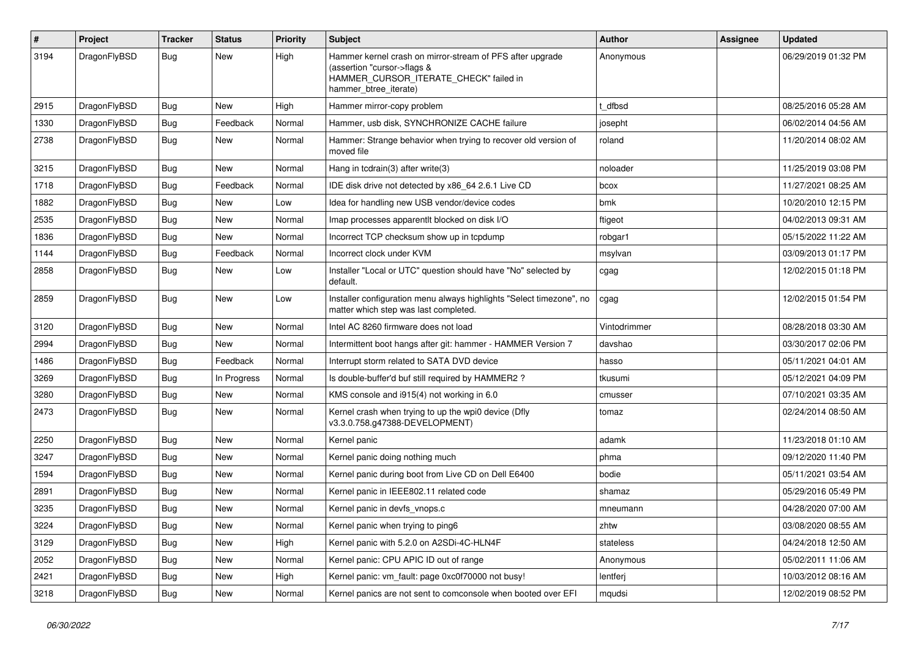| # | Project | Tracker | Status | Priority | Subject | Author | Assignee | Updated |
|---|---|---|---|---|---|---|---|---|
| 3194 | DragonFlyBSD | Bug | New | High | Hammer kernel crash on mirror-stream of PFS after upgrade (assertion "cursor->flags & HAMMER_CURSOR_ITERATE_CHECK" failed in hammer_btree_iterate) | Anonymous | | 06/29/2019 01:32 PM |
| 2915 | DragonFlyBSD | Bug | New | High | Hammer mirror-copy problem | t_dfbsd | | 08/25/2016 05:28 AM |
| 1330 | DragonFlyBSD | Bug | Feedback | Normal | Hammer, usb disk, SYNCHRONIZE CACHE failure | josepht | | 06/02/2014 04:56 AM |
| 2738 | DragonFlyBSD | Bug | New | Normal | Hammer: Strange behavior when trying to recover old version of moved file | roland | | 11/20/2014 08:02 AM |
| 3215 | DragonFlyBSD | Bug | New | Normal | Hang in tcdrain(3) after write(3) | noloader | | 11/25/2019 03:08 PM |
| 1718 | DragonFlyBSD | Bug | Feedback | Normal | IDE disk drive not detected by x86_64 2.6.1 Live CD | bcox | | 11/27/2021 08:25 AM |
| 1882 | DragonFlyBSD | Bug | New | Low | Idea for handling new USB vendor/device codes | bmk | | 10/20/2010 12:15 PM |
| 2535 | DragonFlyBSD | Bug | New | Normal | Imap processes apparentlt blocked on disk I/O | ftigeot | | 04/02/2013 09:31 AM |
| 1836 | DragonFlyBSD | Bug | New | Normal | Incorrect TCP checksum show up in tcpdump | robgar1 | | 05/15/2022 11:22 AM |
| 1144 | DragonFlyBSD | Bug | Feedback | Normal | Incorrect clock under KVM | msylvan | | 03/09/2013 01:17 PM |
| 2858 | DragonFlyBSD | Bug | New | Low | Installer "Local or UTC" question should have "No" selected by default. | cgag | | 12/02/2015 01:18 PM |
| 2859 | DragonFlyBSD | Bug | New | Low | Installer configuration menu always highlights "Select timezone", no matter which step was last completed. | cgag | | 12/02/2015 01:54 PM |
| 3120 | DragonFlyBSD | Bug | New | Normal | Intel AC 8260 firmware does not load | Vintodrimmer | | 08/28/2018 03:30 AM |
| 2994 | DragonFlyBSD | Bug | New | Normal | Intermittent boot hangs after git: hammer - HAMMER Version 7 | davshao | | 03/30/2017 02:06 PM |
| 1486 | DragonFlyBSD | Bug | Feedback | Normal | Interrupt storm related to SATA DVD device | hasso | | 05/11/2021 04:01 AM |
| 3269 | DragonFlyBSD | Bug | In Progress | Normal | Is double-buffer'd buf still required by HAMMER2 ? | tkusumi | | 05/12/2021 04:09 PM |
| 3280 | DragonFlyBSD | Bug | New | Normal | KMS console and i915(4) not working in 6.0 | cmusser | | 07/10/2021 03:35 AM |
| 2473 | DragonFlyBSD | Bug | New | Normal | Kernel crash when trying to up the wpi0 device (Dfly v3.3.0.758.g47388-DEVELOPMENT) | tomaz | | 02/24/2014 08:50 AM |
| 2250 | DragonFlyBSD | Bug | New | Normal | Kernel panic | adamk | | 11/23/2018 01:10 AM |
| 3247 | DragonFlyBSD | Bug | New | Normal | Kernel panic doing nothing much | phma | | 09/12/2020 11:40 PM |
| 1594 | DragonFlyBSD | Bug | New | Normal | Kernel panic during boot from Live CD on Dell E6400 | bodie | | 05/11/2021 03:54 AM |
| 2891 | DragonFlyBSD | Bug | New | Normal | Kernel panic in IEEE802.11 related code | shamaz | | 05/29/2016 05:49 PM |
| 3235 | DragonFlyBSD | Bug | New | Normal | Kernel panic in devfs_vnops.c | mneumann | | 04/28/2020 07:00 AM |
| 3224 | DragonFlyBSD | Bug | New | Normal | Kernel panic when trying to ping6 | zhtw | | 03/08/2020 08:55 AM |
| 3129 | DragonFlyBSD | Bug | New | High | Kernel panic with 5.2.0 on A2SDi-4C-HLN4F | stateless | | 04/24/2018 12:50 AM |
| 2052 | DragonFlyBSD | Bug | New | Normal | Kernel panic: CPU APIC ID out of range | Anonymous | | 05/02/2011 11:06 AM |
| 2421 | DragonFlyBSD | Bug | New | High | Kernel panic: vm_fault: page 0xc0f70000 not busy! | lentferj | | 10/03/2012 08:16 AM |
| 3218 | DragonFlyBSD | Bug | New | Normal | Kernel panics are not sent to comconsole when booted over EFI | mqudsi | | 12/02/2019 08:52 PM |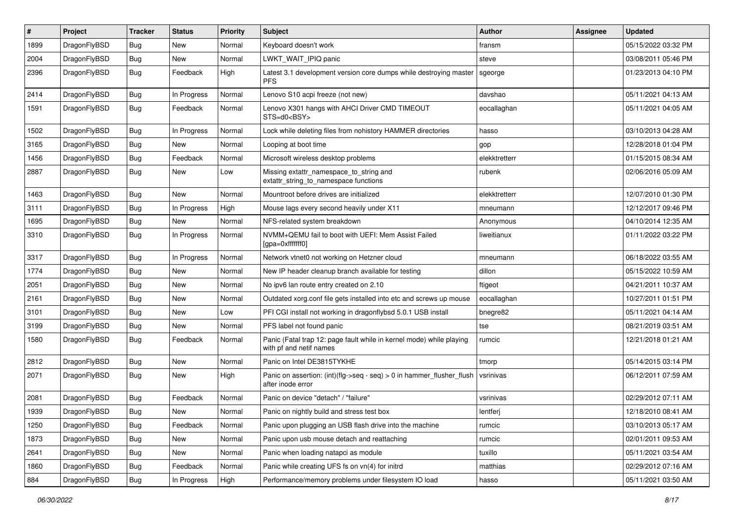| # | Project | Tracker | Status | Priority | Subject | Author | Assignee | Updated |
|---|---|---|---|---|---|---|---|---|
| 1899 | DragonFlyBSD | Bug | New | Normal | Keyboard doesn't work | fransm | | 05/15/2022 03:32 PM |
| 2004 | DragonFlyBSD | Bug | New | Normal | LWKT_WAIT_IPIQ panic | steve | | 03/08/2011 05:46 PM |
| 2396 | DragonFlyBSD | Bug | Feedback | High | Latest 3.1 development version core dumps while destroying master PFS | sgeorge | | 01/23/2013 04:10 PM |
| 2414 | DragonFlyBSD | Bug | In Progress | Normal | Lenovo S10 acpi freeze (not new) | davshao | | 05/11/2021 04:13 AM |
| 1591 | DragonFlyBSD | Bug | Feedback | Normal | Lenovo X301 hangs with AHCI Driver CMD TIMEOUT STS=d0<BSY> | eocallaghan | | 05/11/2021 04:05 AM |
| 1502 | DragonFlyBSD | Bug | In Progress | Normal | Lock while deleting files from nohistory HAMMER directories | hasso | | 03/10/2013 04:28 AM |
| 3165 | DragonFlyBSD | Bug | New | Normal | Looping at boot time | gop | | 12/28/2018 01:04 PM |
| 1456 | DragonFlyBSD | Bug | Feedback | Normal | Microsoft wireless desktop problems | elekktretterr | | 01/15/2015 08:34 AM |
| 2887 | DragonFlyBSD | Bug | New | Low | Missing extattr_namespace_to_string and extattr_string_to_namespace functions | rubenk | | 02/06/2016 05:09 AM |
| 1463 | DragonFlyBSD | Bug | New | Normal | Mountroot before drives are initialized | elekktretterr | | 12/07/2010 01:30 PM |
| 3111 | DragonFlyBSD | Bug | In Progress | High | Mouse lags every second heavily under X11 | mneumann | | 12/12/2017 09:46 PM |
| 1695 | DragonFlyBSD | Bug | New | Normal | NFS-related system breakdown | Anonymous | | 04/10/2014 12:35 AM |
| 3310 | DragonFlyBSD | Bug | In Progress | Normal | NVMM+QEMU fail to boot with UEFI: Mem Assist Failed [gpa=0xfffffff0] | liweitianux | | 01/11/2022 03:22 PM |
| 3317 | DragonFlyBSD | Bug | In Progress | Normal | Network vtnet0 not working on Hetzner cloud | mneumann | | 06/18/2022 03:55 AM |
| 1774 | DragonFlyBSD | Bug | New | Normal | New IP header cleanup branch available for testing | dillon | | 05/15/2022 10:59 AM |
| 2051 | DragonFlyBSD | Bug | New | Normal | No ipv6 lan route entry created on 2.10 | ftigeot | | 04/21/2011 10:37 AM |
| 2161 | DragonFlyBSD | Bug | New | Normal | Outdated xorg.conf file gets installed into etc and screws up mouse | eocallaghan | | 10/27/2011 01:51 PM |
| 3101 | DragonFlyBSD | Bug | New | Low | PFI CGI install not working in dragonflybsd 5.0.1 USB install | bnegre82 | | 05/11/2021 04:14 AM |
| 3199 | DragonFlyBSD | Bug | New | Normal | PFS label not found panic | tse | | 08/21/2019 03:51 AM |
| 1580 | DragonFlyBSD | Bug | Feedback | Normal | Panic (Fatal trap 12: page fault while in kernel mode) while playing with pf and netif names | rumcic | | 12/21/2018 01:21 AM |
| 2812 | DragonFlyBSD | Bug | New | Normal | Panic on Intel DE3815TYKHE | tmorp | | 05/14/2015 03:14 PM |
| 2071 | DragonFlyBSD | Bug | New | High | Panic on assertion: (int)(flg->seq - seq) > 0 in hammer_flusher_flush after inode error | vsrinivas | | 06/12/2011 07:59 AM |
| 2081 | DragonFlyBSD | Bug | Feedback | Normal | Panic on device "detach" / "failure" | vsrinivas | | 02/29/2012 07:11 AM |
| 1939 | DragonFlyBSD | Bug | New | Normal | Panic on nightly build and stress test box | lentferj | | 12/18/2010 08:41 AM |
| 1250 | DragonFlyBSD | Bug | Feedback | Normal | Panic upon plugging an USB flash drive into the machine | rumcic | | 03/10/2013 05:17 AM |
| 1873 | DragonFlyBSD | Bug | New | Normal | Panic upon usb mouse detach and reattaching | rumcic | | 02/01/2011 09:53 AM |
| 2641 | DragonFlyBSD | Bug | New | Normal | Panic when loading natapci as module | tuxillo | | 05/11/2021 03:54 AM |
| 1860 | DragonFlyBSD | Bug | Feedback | Normal | Panic while creating UFS fs on vn(4) for initrd | matthias | | 02/29/2012 07:16 AM |
| 884 | DragonFlyBSD | Bug | In Progress | High | Performance/memory problems under filesystem IO load | hasso | | 05/11/2021 03:50 AM |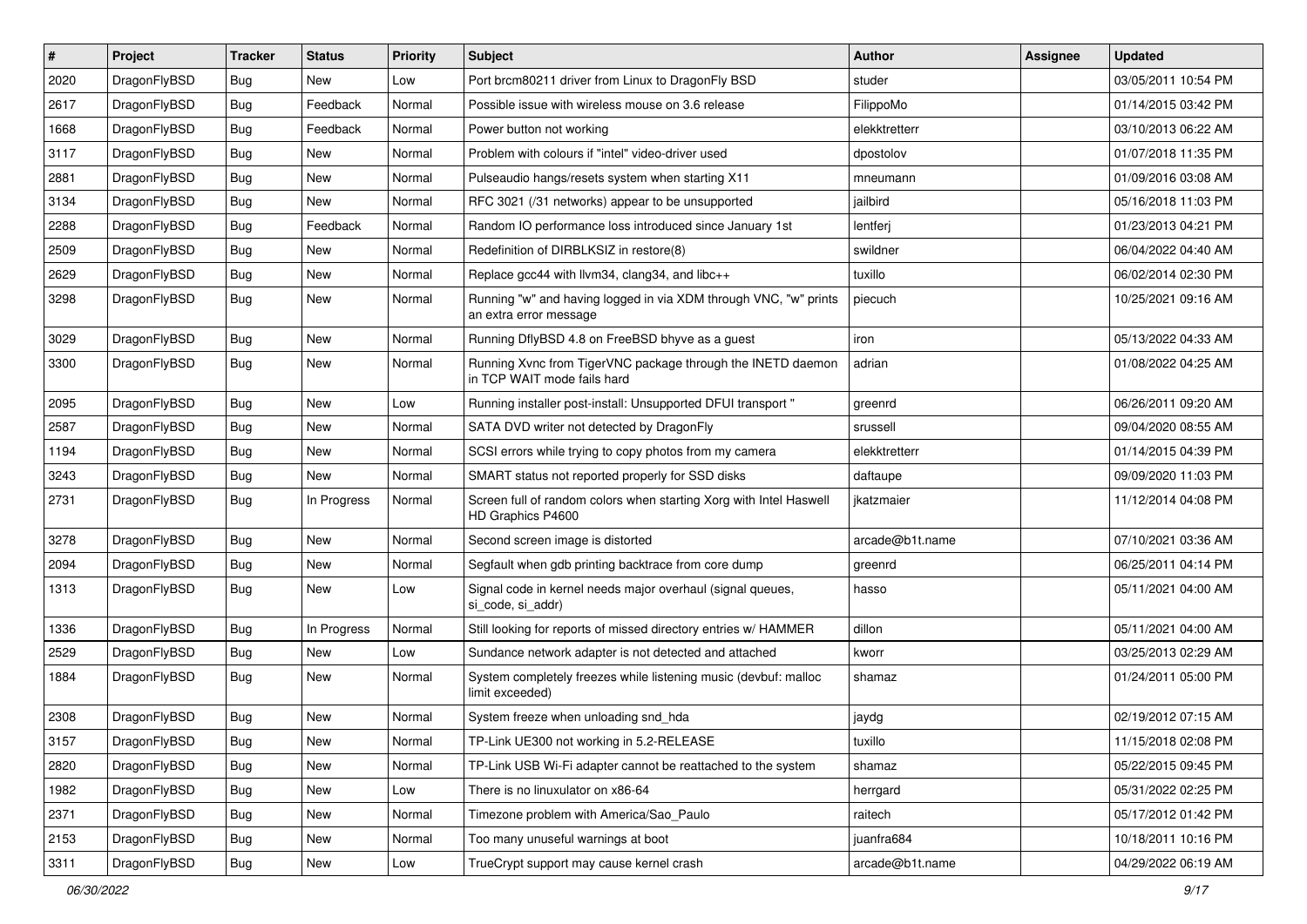| # | Project | Tracker | Status | Priority | Subject | Author | Assignee | Updated |
|---|---|---|---|---|---|---|---|---|
| 2020 | DragonFlyBSD | Bug | New | Low | Port brcm80211 driver from Linux to DragonFly BSD | studer | | 03/05/2011 10:54 PM |
| 2617 | DragonFlyBSD | Bug | Feedback | Normal | Possible issue with wireless mouse on 3.6 release | FilippoMo | | 01/14/2015 03:42 PM |
| 1668 | DragonFlyBSD | Bug | Feedback | Normal | Power button not working | elekktretterr | | 03/10/2013 06:22 AM |
| 3117 | DragonFlyBSD | Bug | New | Normal | Problem with colours if "intel" video-driver used | dpostolov | | 01/07/2018 11:35 PM |
| 2881 | DragonFlyBSD | Bug | New | Normal | Pulseaudio hangs/resets system when starting X11 | mneumann | | 01/09/2016 03:08 AM |
| 3134 | DragonFlyBSD | Bug | New | Normal | RFC 3021 (/31 networks) appear to be unsupported | jailbird | | 05/16/2018 11:03 PM |
| 2288 | DragonFlyBSD | Bug | Feedback | Normal | Random IO performance loss introduced since January 1st | lentferj | | 01/23/2013 04:21 PM |
| 2509 | DragonFlyBSD | Bug | New | Normal | Redefinition of DIRBLKSIZ in restore(8) | swildner | | 06/04/2022 04:40 AM |
| 2629 | DragonFlyBSD | Bug | New | Normal | Replace gcc44 with llvm34, clang34, and libc++ | tuxillo | | 06/02/2014 02:30 PM |
| 3298 | DragonFlyBSD | Bug | New | Normal | Running "w" and having logged in via XDM through VNC, "w" prints an extra error message | piecuch | | 10/25/2021 09:16 AM |
| 3029 | DragonFlyBSD | Bug | New | Normal | Running DflyBSD 4.8 on FreeBSD bhyve as a guest | iron | | 05/13/2022 04:33 AM |
| 3300 | DragonFlyBSD | Bug | New | Normal | Running Xvnc from TigerVNC package through the INETD daemon in TCP WAIT mode fails hard | adrian | | 01/08/2022 04:25 AM |
| 2095 | DragonFlyBSD | Bug | New | Low | Running installer post-install: Unsupported DFUI transport " | greenrd | | 06/26/2011 09:20 AM |
| 2587 | DragonFlyBSD | Bug | New | Normal | SATA DVD writer not detected by DragonFly | srussell | | 09/04/2020 08:55 AM |
| 1194 | DragonFlyBSD | Bug | New | Normal | SCSI errors while trying to copy photos from my camera | elekktretterr | | 01/14/2015 04:39 PM |
| 3243 | DragonFlyBSD | Bug | New | Normal | SMART status not reported properly for SSD disks | daftaupe | | 09/09/2020 11:03 PM |
| 2731 | DragonFlyBSD | Bug | In Progress | Normal | Screen full of random colors when starting Xorg with Intel Haswell HD Graphics P4600 | jkatzmaier | | 11/12/2014 04:08 PM |
| 3278 | DragonFlyBSD | Bug | New | Normal | Second screen image is distorted | arcade@b1t.name | | 07/10/2021 03:36 AM |
| 2094 | DragonFlyBSD | Bug | New | Normal | Segfault when gdb printing backtrace from core dump | greenrd | | 06/25/2011 04:14 PM |
| 1313 | DragonFlyBSD | Bug | New | Low | Signal code in kernel needs major overhaul (signal queues, si_code, si_addr) | hasso | | 05/11/2021 04:00 AM |
| 1336 | DragonFlyBSD | Bug | In Progress | Normal | Still looking for reports of missed directory entries w/ HAMMER | dillon | | 05/11/2021 04:00 AM |
| 2529 | DragonFlyBSD | Bug | New | Low | Sundance network adapter is not detected and attached | kworr | | 03/25/2013 02:29 AM |
| 1884 | DragonFlyBSD | Bug | New | Normal | System completely freezes while listening music (devbuf: malloc limit exceeded) | shamaz | | 01/24/2011 05:00 PM |
| 2308 | DragonFlyBSD | Bug | New | Normal | System freeze when unloading snd_hda | jaydg | | 02/19/2012 07:15 AM |
| 3157 | DragonFlyBSD | Bug | New | Normal | TP-Link UE300 not working in 5.2-RELEASE | tuxillo | | 11/15/2018 02:08 PM |
| 2820 | DragonFlyBSD | Bug | New | Normal | TP-Link USB Wi-Fi adapter cannot be reattached to the system | shamaz | | 05/22/2015 09:45 PM |
| 1982 | DragonFlyBSD | Bug | New | Low | There is no linuxulator on x86-64 | herrgard | | 05/31/2022 02:25 PM |
| 2371 | DragonFlyBSD | Bug | New | Normal | Timezone problem with America/Sao_Paulo | raitech | | 05/17/2012 01:42 PM |
| 2153 | DragonFlyBSD | Bug | New | Normal | Too many unuseful warnings at boot | juanfra684 | | 10/18/2011 10:16 PM |
| 3311 | DragonFlyBSD | Bug | New | Low | TrueCrypt support may cause kernel crash | arcade@b1t.name | | 04/29/2022 06:19 AM |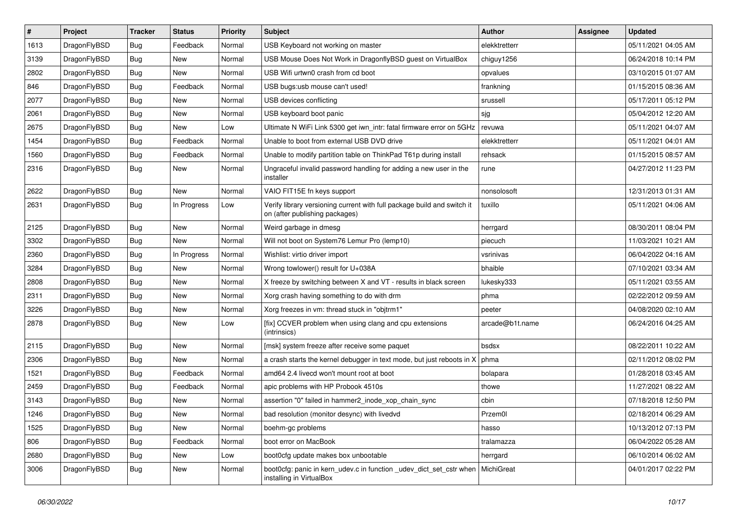| # | Project | Tracker | Status | Priority | Subject | Author | Assignee | Updated |
|---|---|---|---|---|---|---|---|---|
| 1613 | DragonFlyBSD | Bug | Feedback | Normal | USB Keyboard not working on master | elekktretterr | | 05/11/2021 04:05 AM |
| 3139 | DragonFlyBSD | Bug | New | Normal | USB Mouse Does Not Work in DragonflyBSD guest on VirtualBox | chiguy1256 | | 06/24/2018 10:14 PM |
| 2802 | DragonFlyBSD | Bug | New | Normal | USB Wifi urtwn0 crash from cd boot | opvalues | | 03/10/2015 01:07 AM |
| 846 | DragonFlyBSD | Bug | Feedback | Normal | USB bugs:usb mouse can't used! | frankning | | 01/15/2015 08:36 AM |
| 2077 | DragonFlyBSD | Bug | New | Normal | USB devices conflicting | srussell | | 05/17/2011 05:12 PM |
| 2061 | DragonFlyBSD | Bug | New | Normal | USB keyboard boot panic | sjg | | 05/04/2012 12:20 AM |
| 2675 | DragonFlyBSD | Bug | New | Low | Ultimate N WiFi Link 5300 get iwn_intr: fatal firmware error on 5GHz | revuwa | | 05/11/2021 04:07 AM |
| 1454 | DragonFlyBSD | Bug | Feedback | Normal | Unable to boot from external USB DVD drive | elekktretterr | | 05/11/2021 04:01 AM |
| 1560 | DragonFlyBSD | Bug | Feedback | Normal | Unable to modify partition table on ThinkPad T61p during install | rehsack | | 01/15/2015 08:57 AM |
| 2316 | DragonFlyBSD | Bug | New | Normal | Ungraceful invalid password handling for adding a new user in the installer | rune | | 04/27/2012 11:23 PM |
| 2622 | DragonFlyBSD | Bug | New | Normal | VAIO FIT15E fn keys support | nonsolosoft | | 12/31/2013 01:31 AM |
| 2631 | DragonFlyBSD | Bug | In Progress | Low | Verify library versioning current with full package build and switch it on (after publishing packages) | tuxillo | | 05/11/2021 04:06 AM |
| 2125 | DragonFlyBSD | Bug | New | Normal | Weird garbage in dmesg | herrgard | | 08/30/2011 08:04 PM |
| 3302 | DragonFlyBSD | Bug | New | Normal | Will not boot on System76 Lemur Pro (lemp10) | piecuch | | 11/03/2021 10:21 AM |
| 2360 | DragonFlyBSD | Bug | In Progress | Normal | Wishlist: virtio driver import | vsrinivas | | 06/04/2022 04:16 AM |
| 3284 | DragonFlyBSD | Bug | New | Normal | Wrong towlower() result for U+038A | bhaible | | 07/10/2021 03:34 AM |
| 2808 | DragonFlyBSD | Bug | New | Normal | X freeze by switching between X and VT - results in black screen | lukesky333 | | 05/11/2021 03:55 AM |
| 2311 | DragonFlyBSD | Bug | New | Normal | Xorg crash having something to do with drm | phma | | 02/22/2012 09:59 AM |
| 3226 | DragonFlyBSD | Bug | New | Normal | Xorg freezes in vm: thread stuck in "objtrm1" | peeter | | 04/08/2020 02:10 AM |
| 2878 | DragonFlyBSD | Bug | New | Low | [fix] CCVER problem when using clang and cpu extensions (intrinsics) | arcade@b1t.name | | 06/24/2016 04:25 AM |
| 2115 | DragonFlyBSD | Bug | New | Normal | [msk] system freeze after receive some paquet | bsdsx | | 08/22/2011 10:22 AM |
| 2306 | DragonFlyBSD | Bug | New | Normal | a crash starts the kernel debugger in text mode, but just reboots in X | phma | | 02/11/2012 08:02 PM |
| 1521 | DragonFlyBSD | Bug | Feedback | Normal | amd64 2.4 livecd won't mount root at boot | bolapara | | 01/28/2018 03:45 AM |
| 2459 | DragonFlyBSD | Bug | Feedback | Normal | apic problems with HP Probook 4510s | thowe | | 11/27/2021 08:22 AM |
| 3143 | DragonFlyBSD | Bug | New | Normal | assertion "0" failed in hammer2_inode_xop_chain_sync | cbin | | 07/18/2018 12:50 PM |
| 1246 | DragonFlyBSD | Bug | New | Normal | bad resolution (monitor desync) with livedvd | Przem0l | | 02/18/2014 06:29 AM |
| 1525 | DragonFlyBSD | Bug | New | Normal | boehm-gc problems | hasso | | 10/13/2012 07:13 PM |
| 806 | DragonFlyBSD | Bug | Feedback | Normal | boot error on MacBook | tralamazza | | 06/04/2022 05:28 AM |
| 2680 | DragonFlyBSD | Bug | New | Low | boot0cfg update makes box unbootable | herrgard | | 06/10/2014 06:02 AM |
| 3006 | DragonFlyBSD | Bug | New | Normal | boot0cfg: panic in kern_udev.c in function _udev_dict_set_cstr when installing in VirtualBox | MichiGreat | | 04/01/2017 02:22 PM |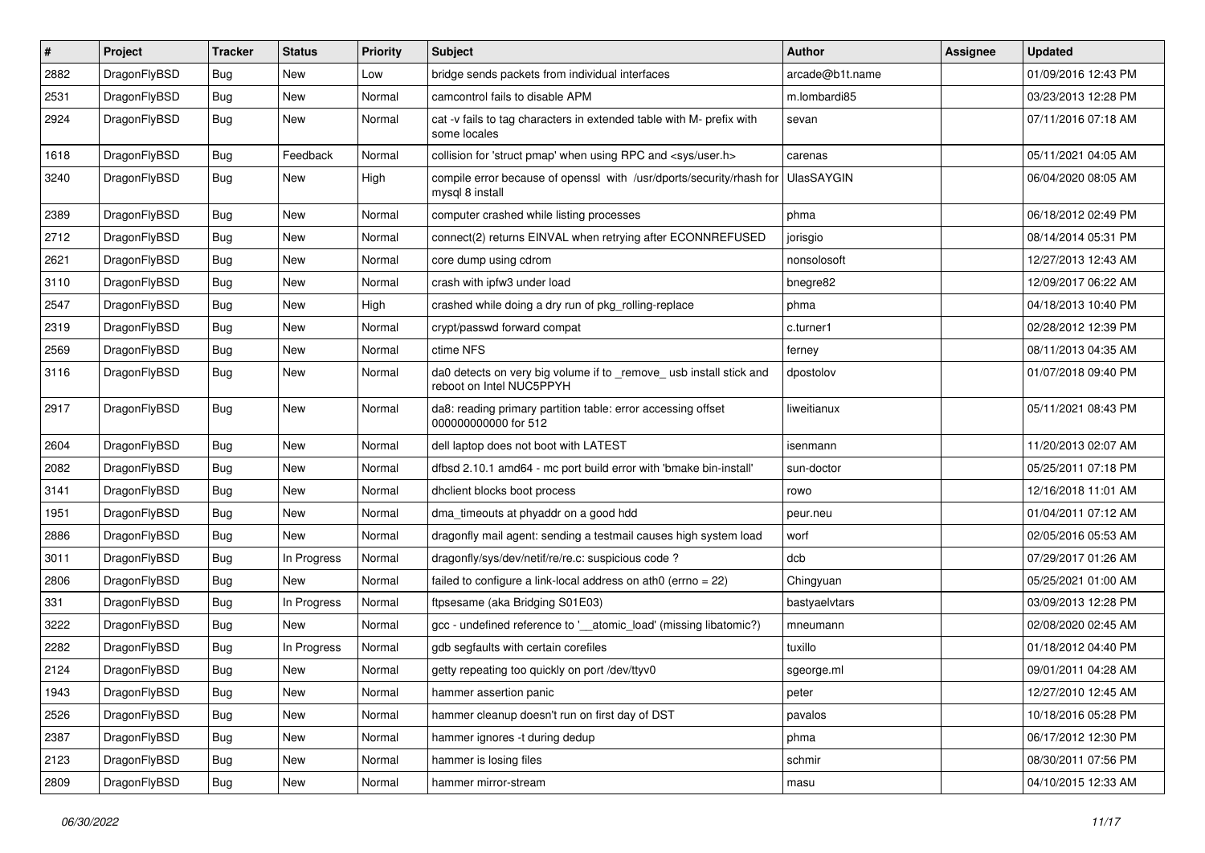| # | Project | Tracker | Status | Priority | Subject | Author | Assignee | Updated |
|---|---|---|---|---|---|---|---|---|
| 2882 | DragonFlyBSD | Bug | New | Low | bridge sends packets from individual interfaces | arcade@b1t.name | | 01/09/2016 12:43 PM |
| 2531 | DragonFlyBSD | Bug | New | Normal | camcontrol fails to disable APM | m.lombardi85 | | 03/23/2013 12:28 PM |
| 2924 | DragonFlyBSD | Bug | New | Normal | cat -v fails to tag characters in extended table with M- prefix with some locales | sevan | | 07/11/2016 07:18 AM |
| 1618 | DragonFlyBSD | Bug | Feedback | Normal | collision for 'struct pmap' when using RPC and <sys/user.h> | carenas | | 05/11/2021 04:05 AM |
| 3240 | DragonFlyBSD | Bug | New | High | compile error because of openssl with /usr/dports/security/rhash for mysql 8 install | UlasSAYGIN | | 06/04/2020 08:05 AM |
| 2389 | DragonFlyBSD | Bug | New | Normal | computer crashed while listing processes | phma | | 06/18/2012 02:49 PM |
| 2712 | DragonFlyBSD | Bug | New | Normal | connect(2) returns EINVAL when retrying after ECONNREFUSED | jorisgio | | 08/14/2014 05:31 PM |
| 2621 | DragonFlyBSD | Bug | New | Normal | core dump using cdrom | nonsolosoft | | 12/27/2013 12:43 AM |
| 3110 | DragonFlyBSD | Bug | New | Normal | crash with ipfw3 under load | bnegre82 | | 12/09/2017 06:22 AM |
| 2547 | DragonFlyBSD | Bug | New | High | crashed while doing a dry run of pkg_rolling-replace | phma | | 04/18/2013 10:40 PM |
| 2319 | DragonFlyBSD | Bug | New | Normal | crypt/passwd forward compat | c.turner1 | | 02/28/2012 12:39 PM |
| 2569 | DragonFlyBSD | Bug | New | Normal | ctime NFS | ferney | | 08/11/2013 04:35 AM |
| 3116 | DragonFlyBSD | Bug | New | Normal | da0 detects on very big volume if to _remove_ usb install stick and reboot on Intel NUC5PPYH | dpostolov | | 01/07/2018 09:40 PM |
| 2917 | DragonFlyBSD | Bug | New | Normal | da8: reading primary partition table: error accessing offset 000000000000 for 512 | liweitianux | | 05/11/2021 08:43 PM |
| 2604 | DragonFlyBSD | Bug | New | Normal | dell laptop does not boot with LATEST | isenmann | | 11/20/2013 02:07 AM |
| 2082 | DragonFlyBSD | Bug | New | Normal | dfbsd 2.10.1 amd64 - mc port build error with 'bmake bin-install' | sun-doctor | | 05/25/2011 07:18 PM |
| 3141 | DragonFlyBSD | Bug | New | Normal | dhclient blocks boot process | rowo | | 12/16/2018 11:01 AM |
| 1951 | DragonFlyBSD | Bug | New | Normal | dma_timeouts at phyaddr on a good hdd | peur.neu | | 01/04/2011 07:12 AM |
| 2886 | DragonFlyBSD | Bug | New | Normal | dragonfly mail agent: sending a testmail causes high system load | worf | | 02/05/2016 05:53 AM |
| 3011 | DragonFlyBSD | Bug | In Progress | Normal | dragonfly/sys/dev/netif/re/re.c: suspicious code ? | dcb | | 07/29/2017 01:26 AM |
| 2806 | DragonFlyBSD | Bug | New | Normal | failed to configure a link-local address on ath0 (errno = 22) | Chingyuan | | 05/25/2021 01:00 AM |
| 331 | DragonFlyBSD | Bug | In Progress | Normal | ftpsesame (aka Bridging S01E03) | bastyaelvtars | | 03/09/2013 12:28 PM |
| 3222 | DragonFlyBSD | Bug | New | Normal | gcc - undefined reference to '__atomic_load' (missing libatomic?) | mneumann | | 02/08/2020 02:45 AM |
| 2282 | DragonFlyBSD | Bug | In Progress | Normal | gdb segfaults with certain corefiles | tuxillo | | 01/18/2012 04:40 PM |
| 2124 | DragonFlyBSD | Bug | New | Normal | getty repeating too quickly on port /dev/ttyv0 | sgeorge.ml | | 09/01/2011 04:28 AM |
| 1943 | DragonFlyBSD | Bug | New | Normal | hammer assertion panic | peter | | 12/27/2010 12:45 AM |
| 2526 | DragonFlyBSD | Bug | New | Normal | hammer cleanup doesn't run on first day of DST | pavalos | | 10/18/2016 05:28 PM |
| 2387 | DragonFlyBSD | Bug | New | Normal | hammer ignores -t during dedup | phma | | 06/17/2012 12:30 PM |
| 2123 | DragonFlyBSD | Bug | New | Normal | hammer is losing files | schmir | | 08/30/2011 07:56 PM |
| 2809 | DragonFlyBSD | Bug | New | Normal | hammer mirror-stream | masu | | 04/10/2015 12:33 AM |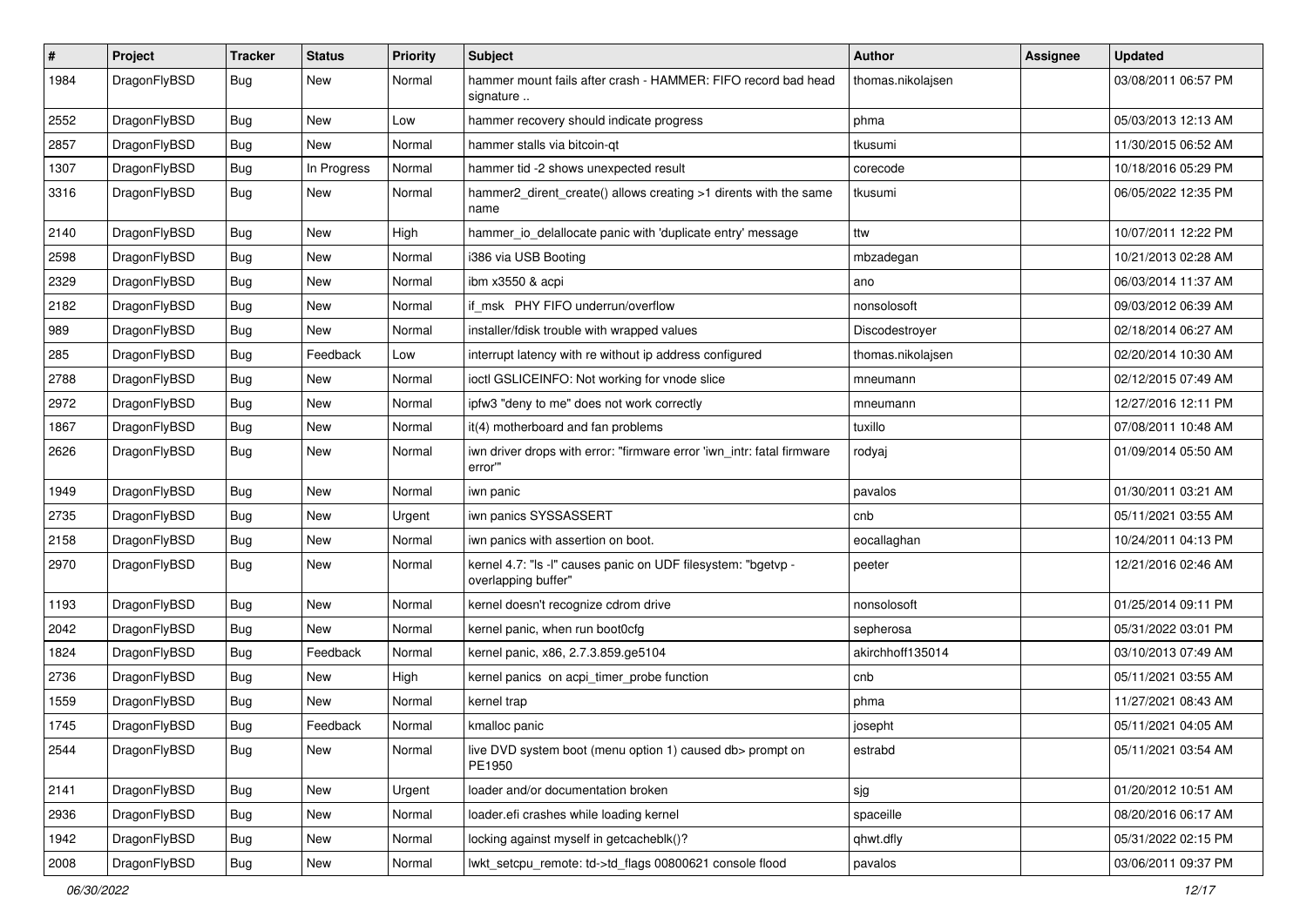| # | Project | Tracker | Status | Priority | Subject | Author | Assignee | Updated |
|---|---|---|---|---|---|---|---|---|
| 1984 | DragonFlyBSD | Bug | New | Normal | hammer mount fails after crash - HAMMER: FIFO record bad head signature .. | thomas.nikolajsen | | 03/08/2011 06:57 PM |
| 2552 | DragonFlyBSD | Bug | New | Low | hammer recovery should indicate progress | phma | | 05/03/2013 12:13 AM |
| 2857 | DragonFlyBSD | Bug | New | Normal | hammer stalls via bitcoin-qt | tkusumi | | 11/30/2015 06:52 AM |
| 1307 | DragonFlyBSD | Bug | In Progress | Normal | hammer tid -2 shows unexpected result | corecode | | 10/18/2016 05:29 PM |
| 3316 | DragonFlyBSD | Bug | New | Normal | hammer2_dirent_create() allows creating >1 dirents with the same name | tkusumi | | 06/05/2022 12:35 PM |
| 2140 | DragonFlyBSD | Bug | New | High | hammer_io_delallocate panic with 'duplicate entry' message | ttw | | 10/07/2011 12:22 PM |
| 2598 | DragonFlyBSD | Bug | New | Normal | i386 via USB Booting | mbzadegan | | 10/21/2013 02:28 AM |
| 2329 | DragonFlyBSD | Bug | New | Normal | ibm x3550 & acpi | ano | | 06/03/2014 11:37 AM |
| 2182 | DragonFlyBSD | Bug | New | Normal | if_msk PHY FIFO underrun/overflow | nonsolosoft | | 09/03/2012 06:39 AM |
| 989 | DragonFlyBSD | Bug | New | Normal | installer/fdisk trouble with wrapped values | Discodestroyer | | 02/18/2014 06:27 AM |
| 285 | DragonFlyBSD | Bug | Feedback | Low | interrupt latency with re without ip address configured | thomas.nikolajsen | | 02/20/2014 10:30 AM |
| 2788 | DragonFlyBSD | Bug | New | Normal | ioctl GSLICEINFO: Not working for vnode slice | mneumann | | 02/12/2015 07:49 AM |
| 2972 | DragonFlyBSD | Bug | New | Normal | ipfw3 "deny to me" does not work correctly | mneumann | | 12/27/2016 12:11 PM |
| 1867 | DragonFlyBSD | Bug | New | Normal | it(4) motherboard and fan problems | tuxillo | | 07/08/2011 10:48 AM |
| 2626 | DragonFlyBSD | Bug | New | Normal | iwn driver drops with error: "firmware error 'iwn_intr: fatal firmware error'" | rodyaj | | 01/09/2014 05:50 AM |
| 1949 | DragonFlyBSD | Bug | New | Normal | iwn panic | pavalos | | 01/30/2011 03:21 AM |
| 2735 | DragonFlyBSD | Bug | New | Urgent | iwn panics SYSSASSERT | cnb | | 05/11/2021 03:55 AM |
| 2158 | DragonFlyBSD | Bug | New | Normal | iwn panics with assertion on boot. | eocallaghan | | 10/24/2011 04:13 PM |
| 2970 | DragonFlyBSD | Bug | New | Normal | kernel 4.7: "ls -l" causes panic on UDF filesystem: "bgetvp - overlapping buffer" | peeter | | 12/21/2016 02:46 AM |
| 1193 | DragonFlyBSD | Bug | New | Normal | kernel doesn't recognize cdrom drive | nonsolosoft | | 01/25/2014 09:11 PM |
| 2042 | DragonFlyBSD | Bug | New | Normal | kernel panic, when run boot0cfg | sepherosa | | 05/31/2022 03:01 PM |
| 1824 | DragonFlyBSD | Bug | Feedback | Normal | kernel panic, x86, 2.7.3.859.ge5104 | akirchhoff135014 | | 03/10/2013 07:49 AM |
| 2736 | DragonFlyBSD | Bug | New | High | kernel panics on acpi_timer_probe function | cnb | | 05/11/2021 03:55 AM |
| 1559 | DragonFlyBSD | Bug | New | Normal | kernel trap | phma | | 11/27/2021 08:43 AM |
| 1745 | DragonFlyBSD | Bug | Feedback | Normal | kmalloc panic | josepht | | 05/11/2021 04:05 AM |
| 2544 | DragonFlyBSD | Bug | New | Normal | live DVD system boot (menu option 1) caused db> prompt on PE1950 | estrabd | | 05/11/2021 03:54 AM |
| 2141 | DragonFlyBSD | Bug | New | Urgent | loader and/or documentation broken | sjg | | 01/20/2012 10:51 AM |
| 2936 | DragonFlyBSD | Bug | New | Normal | loader.efi crashes while loading kernel | spaceille | | 08/20/2016 06:17 AM |
| 1942 | DragonFlyBSD | Bug | New | Normal | locking against myself in getcacheblk()? | qhwt.dfly | | 05/31/2022 02:15 PM |
| 2008 | DragonFlyBSD | Bug | New | Normal | lwkt_setcpu_remote: td->td_flags 00800621 console flood | pavalos | | 03/06/2011 09:37 PM |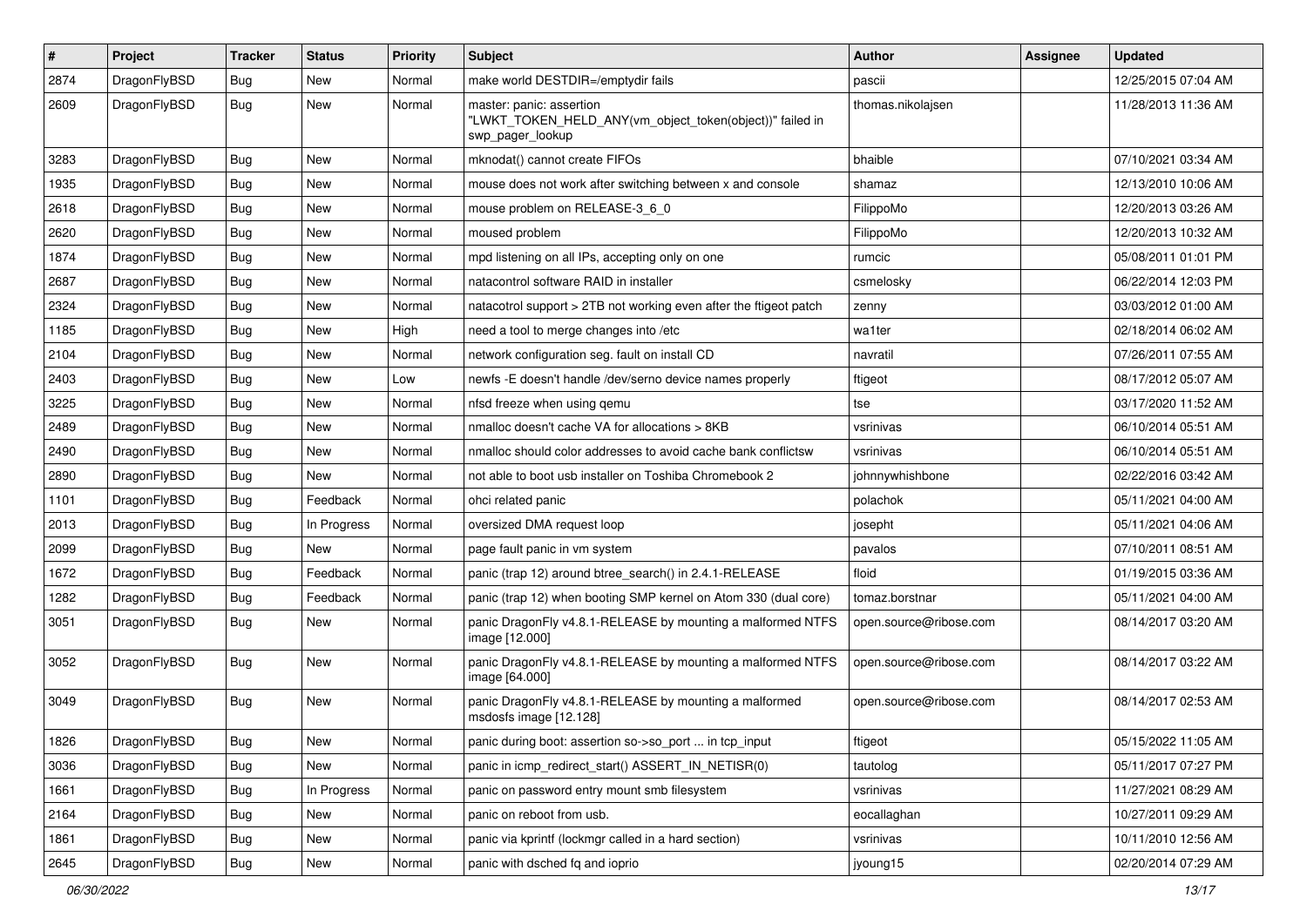| # | Project | Tracker | Status | Priority | Subject | Author | Assignee | Updated |
|---|---|---|---|---|---|---|---|---|
| 2874 | DragonFlyBSD | Bug | New | Normal | make world DESTDIR=/emptydir fails | pascii | | 12/25/2015 07:04 AM |
| 2609 | DragonFlyBSD | Bug | New | Normal | master: panic: assertion "LWKT_TOKEN_HELD_ANY(vm_object_token(object))" failed in swp_pager_lookup | thomas.nikolajsen | | 11/28/2013 11:36 AM |
| 3283 | DragonFlyBSD | Bug | New | Normal | mknodat() cannot create FIFOs | bhaible | | 07/10/2021 03:34 AM |
| 1935 | DragonFlyBSD | Bug | New | Normal | mouse does not work after switching between x and console | shamaz | | 12/13/2010 10:06 AM |
| 2618 | DragonFlyBSD | Bug | New | Normal | mouse problem on RELEASE-3_6_0 | FilippoMo | | 12/20/2013 03:26 AM |
| 2620 | DragonFlyBSD | Bug | New | Normal | moused problem | FilippoMo | | 12/20/2013 10:32 AM |
| 1874 | DragonFlyBSD | Bug | New | Normal | mpd listening on all IPs, accepting only on one | rumcic | | 05/08/2011 01:01 PM |
| 2687 | DragonFlyBSD | Bug | New | Normal | natacontrol software RAID in installer | csmelosky | | 06/22/2014 12:03 PM |
| 2324 | DragonFlyBSD | Bug | New | Normal | natacotrol support > 2TB not working even after the ftigeot patch | zenny | | 03/03/2012 01:00 AM |
| 1185 | DragonFlyBSD | Bug | New | High | need a tool to merge changes into /etc | wa1ter | | 02/18/2014 06:02 AM |
| 2104 | DragonFlyBSD | Bug | New | Normal | network configuration seg. fault on install CD | navratil | | 07/26/2011 07:55 AM |
| 2403 | DragonFlyBSD | Bug | New | Low | newfs -E doesn't handle /dev/serno device names properly | ftigeot | | 08/17/2012 05:07 AM |
| 3225 | DragonFlyBSD | Bug | New | Normal | nfsd freeze when using qemu | tse | | 03/17/2020 11:52 AM |
| 2489 | DragonFlyBSD | Bug | New | Normal | nmalloc doesn't cache VA for allocations > 8KB | vsrinivas | | 06/10/2014 05:51 AM |
| 2490 | DragonFlyBSD | Bug | New | Normal | nmalloc should color addresses to avoid cache bank conflictsw | vsrinivas | | 06/10/2014 05:51 AM |
| 2890 | DragonFlyBSD | Bug | New | Normal | not able to boot usb installer on Toshiba Chromebook 2 | johnnywhishbone | | 02/22/2016 03:42 AM |
| 1101 | DragonFlyBSD | Bug | Feedback | Normal | ohci related panic | polachok | | 05/11/2021 04:00 AM |
| 2013 | DragonFlyBSD | Bug | In Progress | Normal | oversized DMA request loop | josepht | | 05/11/2021 04:06 AM |
| 2099 | DragonFlyBSD | Bug | New | Normal | page fault panic in vm system | pavalos | | 07/10/2011 08:51 AM |
| 1672 | DragonFlyBSD | Bug | Feedback | Normal | panic (trap 12) around btree_search() in 2.4.1-RELEASE | floid | | 01/19/2015 03:36 AM |
| 1282 | DragonFlyBSD | Bug | Feedback | Normal | panic (trap 12) when booting SMP kernel on Atom 330 (dual core) | tomaz.borstnar | | 05/11/2021 04:00 AM |
| 3051 | DragonFlyBSD | Bug | New | Normal | panic DragonFly v4.8.1-RELEASE by mounting a malformed NTFS image [12.000] | open.source@ribose.com | | 08/14/2017 03:20 AM |
| 3052 | DragonFlyBSD | Bug | New | Normal | panic DragonFly v4.8.1-RELEASE by mounting a malformed NTFS image [64.000] | open.source@ribose.com | | 08/14/2017 03:22 AM |
| 3049 | DragonFlyBSD | Bug | New | Normal | panic DragonFly v4.8.1-RELEASE by mounting a malformed msdosfs image [12.128] | open.source@ribose.com | | 08/14/2017 02:53 AM |
| 1826 | DragonFlyBSD | Bug | New | Normal | panic during boot: assertion so->so_port ... in tcp_input | ftigeot | | 05/15/2022 11:05 AM |
| 3036 | DragonFlyBSD | Bug | New | Normal | panic in icmp_redirect_start() ASSERT_IN_NETISR(0) | tautolog | | 05/11/2017 07:27 PM |
| 1661 | DragonFlyBSD | Bug | In Progress | Normal | panic on password entry mount smb filesystem | vsrinivas | | 11/27/2021 08:29 AM |
| 2164 | DragonFlyBSD | Bug | New | Normal | panic on reboot from usb. | eocallaghan | | 10/27/2011 09:29 AM |
| 1861 | DragonFlyBSD | Bug | New | Normal | panic via kprintf (lockmgr called in a hard section) | vsrinivas | | 10/11/2010 12:56 AM |
| 2645 | DragonFlyBSD | Bug | New | Normal | panic with dsched fq and ioprio | jyoung15 | | 02/20/2014 07:29 AM |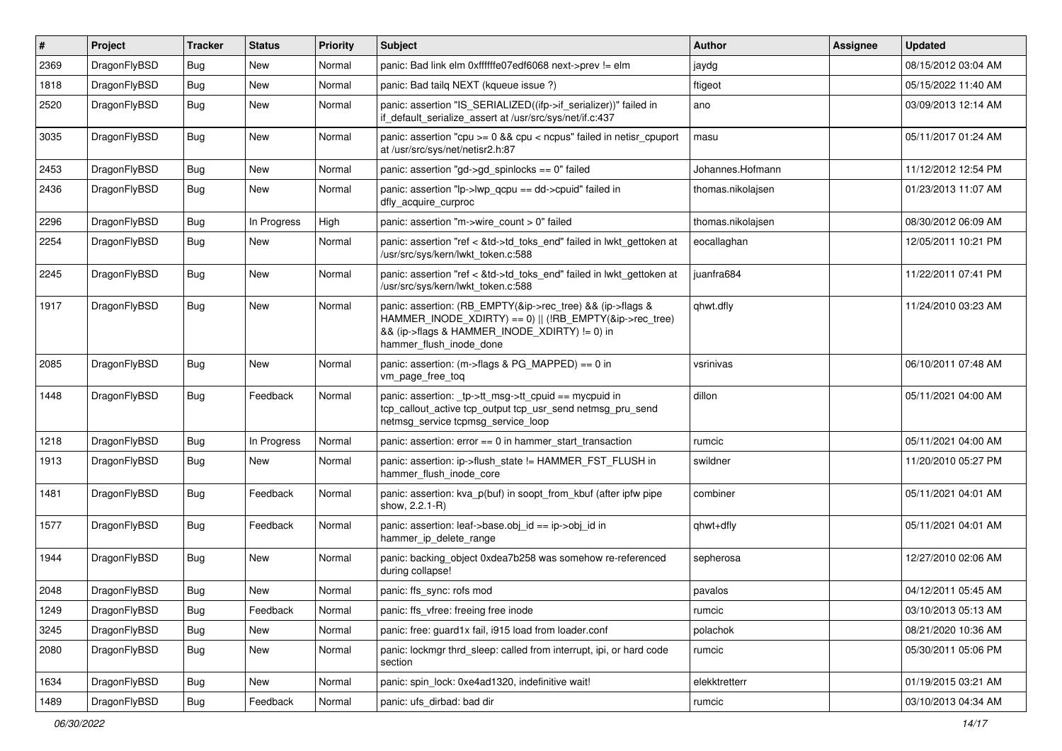| # | Project | Tracker | Status | Priority | Subject | Author | Assignee | Updated |
|---|---|---|---|---|---|---|---|---|
| 2369 | DragonFlyBSD | Bug | New | Normal | panic: Bad link elm 0xffffffe07edf6068 next->prev != elm | jaydg | | 08/15/2012 03:04 AM |
| 1818 | DragonFlyBSD | Bug | New | Normal | panic: Bad tailq NEXT (kqueue issue ?) | ftigeot | | 05/15/2022 11:40 AM |
| 2520 | DragonFlyBSD | Bug | New | Normal | panic: assertion "IS_SERIALIZED((ifp->if_serializer))" failed in if_default_serialize_assert at /usr/src/sys/net/if.c:437 | ano | | 03/09/2013 12:14 AM |
| 3035 | DragonFlyBSD | Bug | New | Normal | panic: assertion "cpu >= 0 && cpu < ncpus" failed in netisr_cpuport at /usr/src/sys/net/netisr2.h:87 | masu | | 05/11/2017 01:24 AM |
| 2453 | DragonFlyBSD | Bug | New | Normal | panic: assertion "gd->gd_spinlocks == 0" failed | Johannes.Hofmann | | 11/12/2012 12:54 PM |
| 2436 | DragonFlyBSD | Bug | New | Normal | panic: assertion "lp->lwp_qcpu == dd->cpuid" failed in dfly_acquire_curproc | thomas.nikolajsen | | 01/23/2013 11:07 AM |
| 2296 | DragonFlyBSD | Bug | In Progress | High | panic: assertion "m->wire_count > 0" failed | thomas.nikolajsen | | 08/30/2012 06:09 AM |
| 2254 | DragonFlyBSD | Bug | New | Normal | panic: assertion "ref < &td->td_toks_end" failed in lwkt_gettoken at /usr/src/sys/kern/lwkt_token.c:588 | eocallaghan | | 12/05/2011 10:21 PM |
| 2245 | DragonFlyBSD | Bug | New | Normal | panic: assertion "ref < &td->td_toks_end" failed in lwkt_gettoken at /usr/src/sys/kern/lwkt_token.c:588 | juanfra684 | | 11/22/2011 07:41 PM |
| 1917 | DragonFlyBSD | Bug | New | Normal | panic: assertion: (RB_EMPTY(&ip->rec_tree) && (ip->flags & HAMMER_INODE_XDIRTY) == 0) \|\| (!RB_EMPTY(&ip->rec_tree) && (ip->flags & HAMMER_INODE_XDIRTY) != 0) in hammer_flush_inode_done | qhwt.dfly | | 11/24/2010 03:23 AM |
| 2085 | DragonFlyBSD | Bug | New | Normal | panic: assertion: (m->flags & PG_MAPPED) == 0 in vm_page_free_toq | vsrinivas | | 06/10/2011 07:48 AM |
| 1448 | DragonFlyBSD | Bug | Feedback | Normal | panic: assertion: _tp->tt_msg->tt_cpuid == mycpuid in tcp_callout_active tcp_output tcp_usr_send netmsg_pru_send netmsg_service tcpmsg_service_loop | dillon | | 05/11/2021 04:00 AM |
| 1218 | DragonFlyBSD | Bug | In Progress | Normal | panic: assertion: error == 0 in hammer_start_transaction | rumcic | | 05/11/2021 04:00 AM |
| 1913 | DragonFlyBSD | Bug | New | Normal | panic: assertion: ip->flush_state != HAMMER_FST_FLUSH in hammer_flush_inode_core | swildner | | 11/20/2010 05:27 PM |
| 1481 | DragonFlyBSD | Bug | Feedback | Normal | panic: assertion: kva_p(buf) in soopt_from_kbuf (after ipfw pipe show, 2.2.1-R) | combiner | | 05/11/2021 04:01 AM |
| 1577 | DragonFlyBSD | Bug | Feedback | Normal | panic: assertion: leaf->base.obj_id == ip->obj_id in hammer_ip_delete_range | qhwt+dfly | | 05/11/2021 04:01 AM |
| 1944 | DragonFlyBSD | Bug | New | Normal | panic: backing_object 0xdea7b258 was somehow re-referenced during collapse! | sepherosa | | 12/27/2010 02:06 AM |
| 2048 | DragonFlyBSD | Bug | New | Normal | panic: ffs_sync: rofs mod | pavalos | | 04/12/2011 05:45 AM |
| 1249 | DragonFlyBSD | Bug | Feedback | Normal | panic: ffs_vfree: freeing free inode | rumcic | | 03/10/2013 05:13 AM |
| 3245 | DragonFlyBSD | Bug | New | Normal | panic: free: guard1x fail, i915 load from loader.conf | polachok | | 08/21/2020 10:36 AM |
| 2080 | DragonFlyBSD | Bug | New | Normal | panic: lockmgr thrd_sleep: called from interrupt, ipi, or hard code section | rumcic | | 05/30/2011 05:06 PM |
| 1634 | DragonFlyBSD | Bug | New | Normal | panic: spin_lock: 0xe4ad1320, indefinitive wait! | elekktretterr | | 01/19/2015 03:21 AM |
| 1489 | DragonFlyBSD | Bug | Feedback | Normal | panic: ufs_dirbad: bad dir | rumcic | | 03/10/2013 04:34 AM |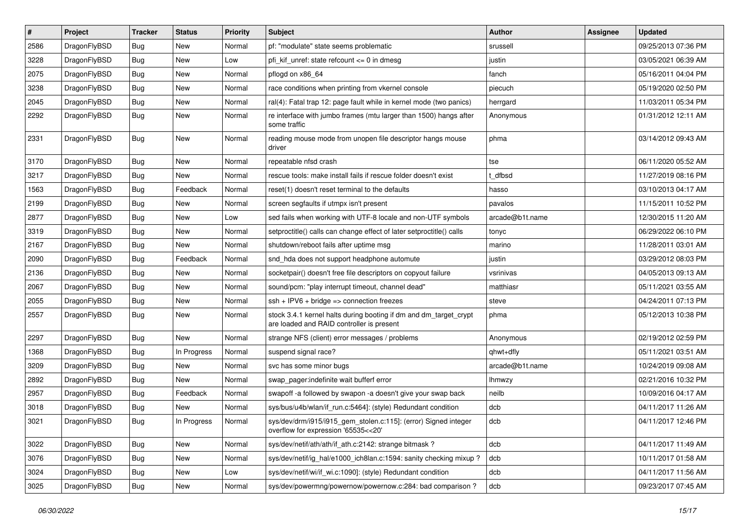| # | Project | Tracker | Status | Priority | Subject | Author | Assignee | Updated |
|---|---|---|---|---|---|---|---|---|
| 2586 | DragonFlyBSD | Bug | New | Normal | pf: "modulate" state seems problematic | srussell | | 09/25/2013 07:36 PM |
| 3228 | DragonFlyBSD | Bug | New | Low | pfi_kif_unref: state refcount <= 0 in dmesg | justin | | 03/05/2021 06:39 AM |
| 2075 | DragonFlyBSD | Bug | New | Normal | pflogd on x86_64 | fanch | | 05/16/2011 04:04 PM |
| 3238 | DragonFlyBSD | Bug | New | Normal | race conditions when printing from vkernel console | piecuch | | 05/19/2020 02:50 PM |
| 2045 | DragonFlyBSD | Bug | New | Normal | ral(4): Fatal trap 12: page fault while in kernel mode (two panics) | herrgard | | 11/03/2011 05:34 PM |
| 2292 | DragonFlyBSD | Bug | New | Normal | re interface with jumbo frames (mtu larger than 1500) hangs after some traffic | Anonymous | | 01/31/2012 12:11 AM |
| 2331 | DragonFlyBSD | Bug | New | Normal | reading mouse mode from unopen file descriptor hangs mouse driver | phma | | 03/14/2012 09:43 AM |
| 3170 | DragonFlyBSD | Bug | New | Normal | repeatable nfsd crash | tse | | 06/11/2020 05:52 AM |
| 3217 | DragonFlyBSD | Bug | New | Normal | rescue tools: make install fails if rescue folder doesn't exist | t_dfbsd | | 11/27/2019 08:16 PM |
| 1563 | DragonFlyBSD | Bug | Feedback | Normal | reset(1) doesn't reset terminal to the defaults | hasso | | 03/10/2013 04:17 AM |
| 2199 | DragonFlyBSD | Bug | New | Normal | screen segfaults if utmpx isn't present | pavalos | | 11/15/2011 10:52 PM |
| 2877 | DragonFlyBSD | Bug | New | Low | sed fails when working with UTF-8 locale and non-UTF symbols | arcade@b1t.name | | 12/30/2015 11:20 AM |
| 3319 | DragonFlyBSD | Bug | New | Normal | setproctitle() calls can change effect of later setproctitle() calls | tonyc | | 06/29/2022 06:10 PM |
| 2167 | DragonFlyBSD | Bug | New | Normal | shutdown/reboot fails after uptime msg | marino | | 11/28/2011 03:01 AM |
| 2090 | DragonFlyBSD | Bug | Feedback | Normal | snd_hda does not support headphone automute | justin | | 03/29/2012 08:03 PM |
| 2136 | DragonFlyBSD | Bug | New | Normal | socketpair() doesn't free file descriptors on copyout failure | vsrinivas | | 04/05/2013 09:13 AM |
| 2067 | DragonFlyBSD | Bug | New | Normal | sound/pcm: "play interrupt timeout, channel dead" | matthiasr | | 05/11/2021 03:55 AM |
| 2055 | DragonFlyBSD | Bug | New | Normal | ssh + IPV6 + bridge => connection freezes | steve | | 04/24/2011 07:13 PM |
| 2557 | DragonFlyBSD | Bug | New | Normal | stock 3.4.1 kernel halts during booting if dm and dm_target_crypt are loaded and RAID controller is present | phma | | 05/12/2013 10:38 PM |
| 2297 | DragonFlyBSD | Bug | New | Normal | strange NFS (client) error messages / problems | Anonymous | | 02/19/2012 02:59 PM |
| 1368 | DragonFlyBSD | Bug | In Progress | Normal | suspend signal race? | qhwt+dfly | | 05/11/2021 03:51 AM |
| 3209 | DragonFlyBSD | Bug | New | Normal | svc has some minor bugs | arcade@b1t.name | | 10/24/2019 09:08 AM |
| 2892 | DragonFlyBSD | Bug | New | Normal | swap_pager:indefinite wait bufferf error | lhmwzy | | 02/21/2016 10:32 PM |
| 2957 | DragonFlyBSD | Bug | Feedback | Normal | swapoff -a followed by swapon -a doesn't give your swap back | neilb | | 10/09/2016 04:17 AM |
| 3018 | DragonFlyBSD | Bug | New | Normal | sys/bus/u4b/wlan/if_run.c:5464]: (style) Redundant condition | dcb | | 04/11/2017 11:26 AM |
| 3021 | DragonFlyBSD | Bug | In Progress | Normal | sys/dev/drm/i915/i915_gem_stolen.c:115]: (error) Signed integer overflow for expression '65535<<20' | dcb | | 04/11/2017 12:46 PM |
| 3022 | DragonFlyBSD | Bug | New | Normal | sys/dev/netif/ath/ath/if_ath.c:2142: strange bitmask ? | dcb | | 04/11/2017 11:49 AM |
| 3076 | DragonFlyBSD | Bug | New | Normal | sys/dev/netif/ig_hal/e1000_ich8lan.c:1594: sanity checking mixup ? | dcb | | 10/11/2017 01:58 AM |
| 3024 | DragonFlyBSD | Bug | New | Low | sys/dev/netif/wi/if_wi.c:1090]: (style) Redundant condition | dcb | | 04/11/2017 11:56 AM |
| 3025 | DragonFlyBSD | Bug | New | Normal | sys/dev/powermng/powernow/powernow.c:284: bad comparison ? | dcb | | 09/23/2017 07:45 AM |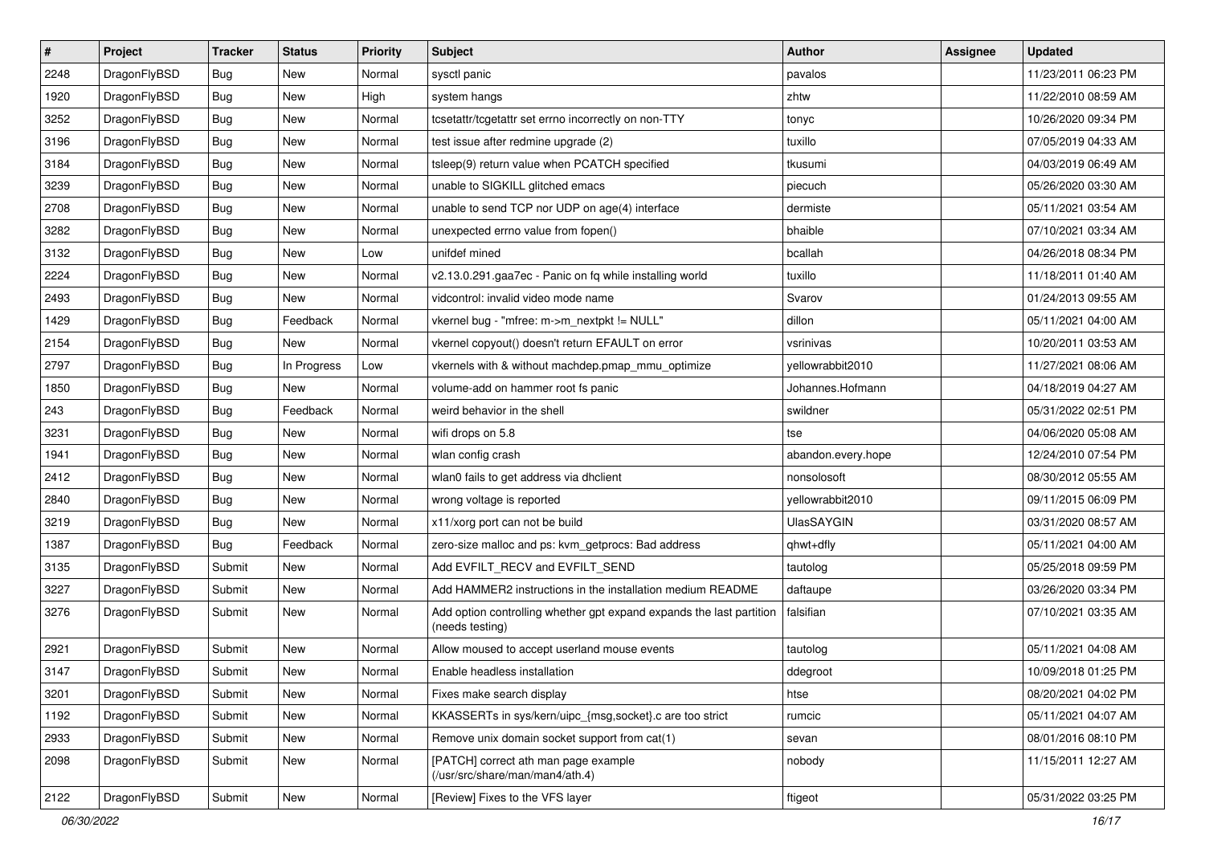| # | Project | Tracker | Status | Priority | Subject | Author | Assignee | Updated |
|---|---|---|---|---|---|---|---|---|
| 2248 | DragonFlyBSD | Bug | New | Normal | sysctl panic | pavalos | | 11/23/2011 06:23 PM |
| 1920 | DragonFlyBSD | Bug | New | High | system hangs | zhtw | | 11/22/2010 08:59 AM |
| 3252 | DragonFlyBSD | Bug | New | Normal | tcsetattr/tcgetattr set errno incorrectly on non-TTY | tonyc | | 10/26/2020 09:34 PM |
| 3196 | DragonFlyBSD | Bug | New | Normal | test issue after redmine upgrade (2) | tuxillo | | 07/05/2019 04:33 AM |
| 3184 | DragonFlyBSD | Bug | New | Normal | tsleep(9) return value when PCATCH specified | tkusumi | | 04/03/2019 06:49 AM |
| 3239 | DragonFlyBSD | Bug | New | Normal | unable to SIGKILL glitched emacs | piecuch | | 05/26/2020 03:30 AM |
| 2708 | DragonFlyBSD | Bug | New | Normal | unable to send TCP nor UDP on age(4) interface | dermiste | | 05/11/2021 03:54 AM |
| 3282 | DragonFlyBSD | Bug | New | Normal | unexpected errno value from fopen() | bhaible | | 07/10/2021 03:34 AM |
| 3132 | DragonFlyBSD | Bug | New | Low | unifdef mined | bcallah | | 04/26/2018 08:34 PM |
| 2224 | DragonFlyBSD | Bug | New | Normal | v2.13.0.291.gaa7ec - Panic on fq while installing world | tuxillo | | 11/18/2011 01:40 AM |
| 2493 | DragonFlyBSD | Bug | New | Normal | vidcontrol: invalid video mode name | Svarov | | 01/24/2013 09:55 AM |
| 1429 | DragonFlyBSD | Bug | Feedback | Normal | vkernel bug - "mfree: m->m_nextpkt != NULL" | dillon | | 05/11/2021 04:00 AM |
| 2154 | DragonFlyBSD | Bug | New | Normal | vkernel copyout() doesn't return EFAULT on error | vsrinivas | | 10/20/2011 03:53 AM |
| 2797 | DragonFlyBSD | Bug | In Progress | Low | vkernels with & without machdep.pmap_mmu_optimize | yellowrabbit2010 | | 11/27/2021 08:06 AM |
| 1850 | DragonFlyBSD | Bug | New | Normal | volume-add on hammer root fs panic | Johannes.Hofmann | | 04/18/2019 04:27 AM |
| 243 | DragonFlyBSD | Bug | Feedback | Normal | weird behavior in the shell | swildner | | 05/31/2022 02:51 PM |
| 3231 | DragonFlyBSD | Bug | New | Normal | wifi drops on 5.8 | tse | | 04/06/2020 05:08 AM |
| 1941 | DragonFlyBSD | Bug | New | Normal | wlan config crash | abandon.every.hope | | 12/24/2010 07:54 PM |
| 2412 | DragonFlyBSD | Bug | New | Normal | wlan0 fails to get address via dhclient | nonsolosoft | | 08/30/2012 05:55 AM |
| 2840 | DragonFlyBSD | Bug | New | Normal | wrong voltage is reported | yellowrabbit2010 | | 09/11/2015 06:09 PM |
| 3219 | DragonFlyBSD | Bug | New | Normal | x11/xorg port can not be build | UlasSAYGIN | | 03/31/2020 08:57 AM |
| 1387 | DragonFlyBSD | Bug | Feedback | Normal | zero-size malloc and ps: kvm_getprocs: Bad address | qhwt+dfly | | 05/11/2021 04:00 AM |
| 3135 | DragonFlyBSD | Submit | New | Normal | Add EVFILT_RECV and EVFILT_SEND | tautolog | | 05/25/2018 09:59 PM |
| 3227 | DragonFlyBSD | Submit | New | Normal | Add HAMMER2 instructions in the installation medium README | daftaupe | | 03/26/2020 03:34 PM |
| 3276 | DragonFlyBSD | Submit | New | Normal | Add option controlling whether gpt expand expands the last partition (needs testing) | falsifian | | 07/10/2021 03:35 AM |
| 2921 | DragonFlyBSD | Submit | New | Normal | Allow moused to accept userland mouse events | tautolog | | 05/11/2021 04:08 AM |
| 3147 | DragonFlyBSD | Submit | New | Normal | Enable headless installation | ddegroot | | 10/09/2018 01:25 PM |
| 3201 | DragonFlyBSD | Submit | New | Normal | Fixes make search display | htse | | 08/20/2021 04:02 PM |
| 1192 | DragonFlyBSD | Submit | New | Normal | KKASSERTs in sys/kern/uipc_{msg,socket}.c are too strict | rumcic | | 05/11/2021 04:07 AM |
| 2933 | DragonFlyBSD | Submit | New | Normal | Remove unix domain socket support from cat(1) | sevan | | 08/01/2016 08:10 PM |
| 2098 | DragonFlyBSD | Submit | New | Normal | [PATCH] correct ath man page example (/usr/src/share/man/man4/ath.4) | nobody | | 11/15/2011 12:27 AM |
| 2122 | DragonFlyBSD | Submit | New | Normal | [Review] Fixes to the VFS layer | ftigeot | | 05/31/2022 03:25 PM |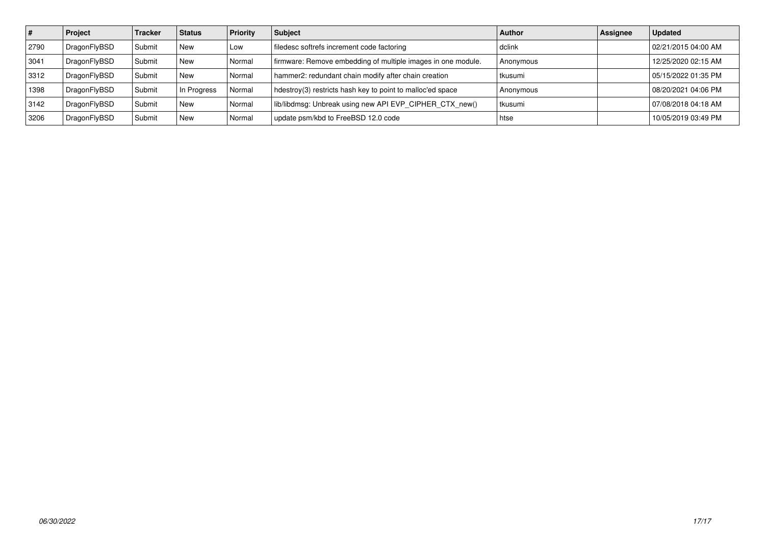| # | Project | Tracker | Status | Priority | Subject | Author | Assignee | Updated |
|---|---|---|---|---|---|---|---|---|
| 2790 | DragonFlyBSD | Submit | New | Low | filedesc softrefs increment code factoring | dclink | | 02/21/2015 04:00 AM |
| 3041 | DragonFlyBSD | Submit | New | Normal | firmware: Remove embedding of multiple images in one module. | Anonymous | | 12/25/2020 02:15 AM |
| 3312 | DragonFlyBSD | Submit | New | Normal | hammer2: redundant chain modify after chain creation | tkusumi | | 05/15/2022 01:35 PM |
| 1398 | DragonFlyBSD | Submit | In Progress | Normal | hdestroy(3) restricts hash key to point to malloc'ed space | Anonymous | | 08/20/2021 04:06 PM |
| 3142 | DragonFlyBSD | Submit | New | Normal | lib/libdmsg: Unbreak using new API EVP_CIPHER_CTX_new() | tkusumi | | 07/08/2018 04:18 AM |
| 3206 | DragonFlyBSD | Submit | New | Normal | update psm/kbd to FreeBSD 12.0 code | htse | | 10/05/2019 03:49 PM |